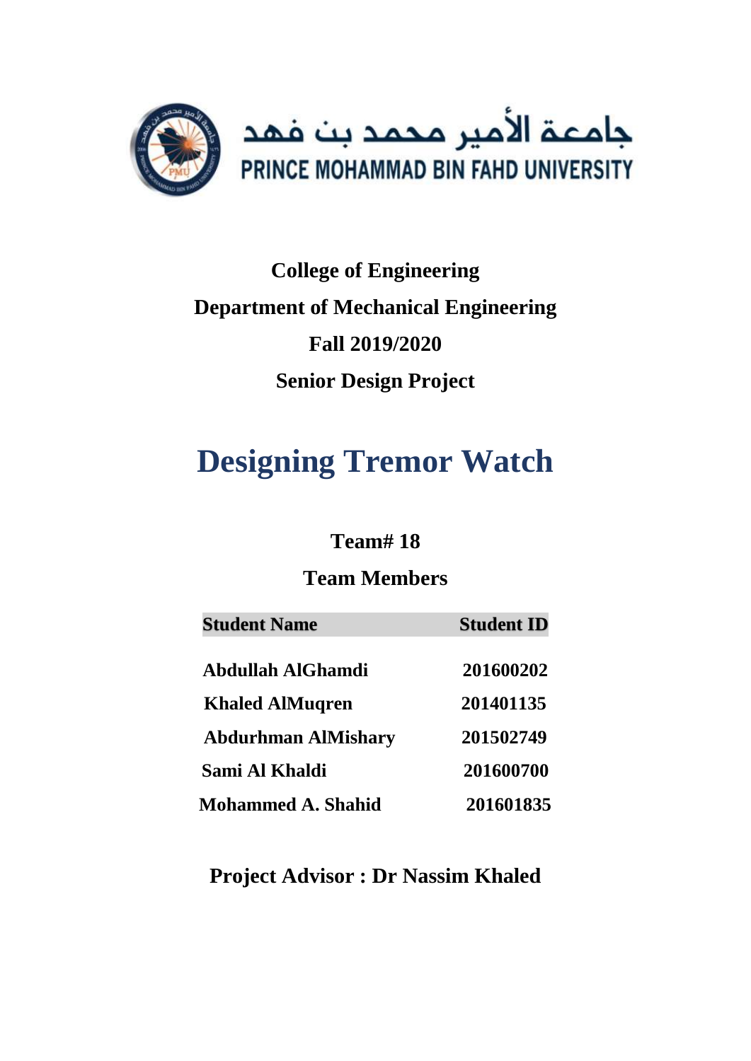جامعة الأمير محمد بن فهد

PRINCE MOHAMMAD BIN FAHD UNIVERSITY

**College of Engineering**

**Department of Mechanical Engineering**

**Fall 2019/2020**

**Senior Design Project**

# Designing Tremor Watch

**Team# 18**

**Team Members**

| Student Name | Student ID |
|---|---|
| Abdullah AlGhamdi | 201600202 |
| Khaled AlMuqren | 201401135 |
| Abdurhman AlMishary | 201502749 |
| Sami Al Khaldi | 201600700 |
| Mohammed A. Shahid | 201601835 |

**Project Advisor : Dr Nassim Khaled**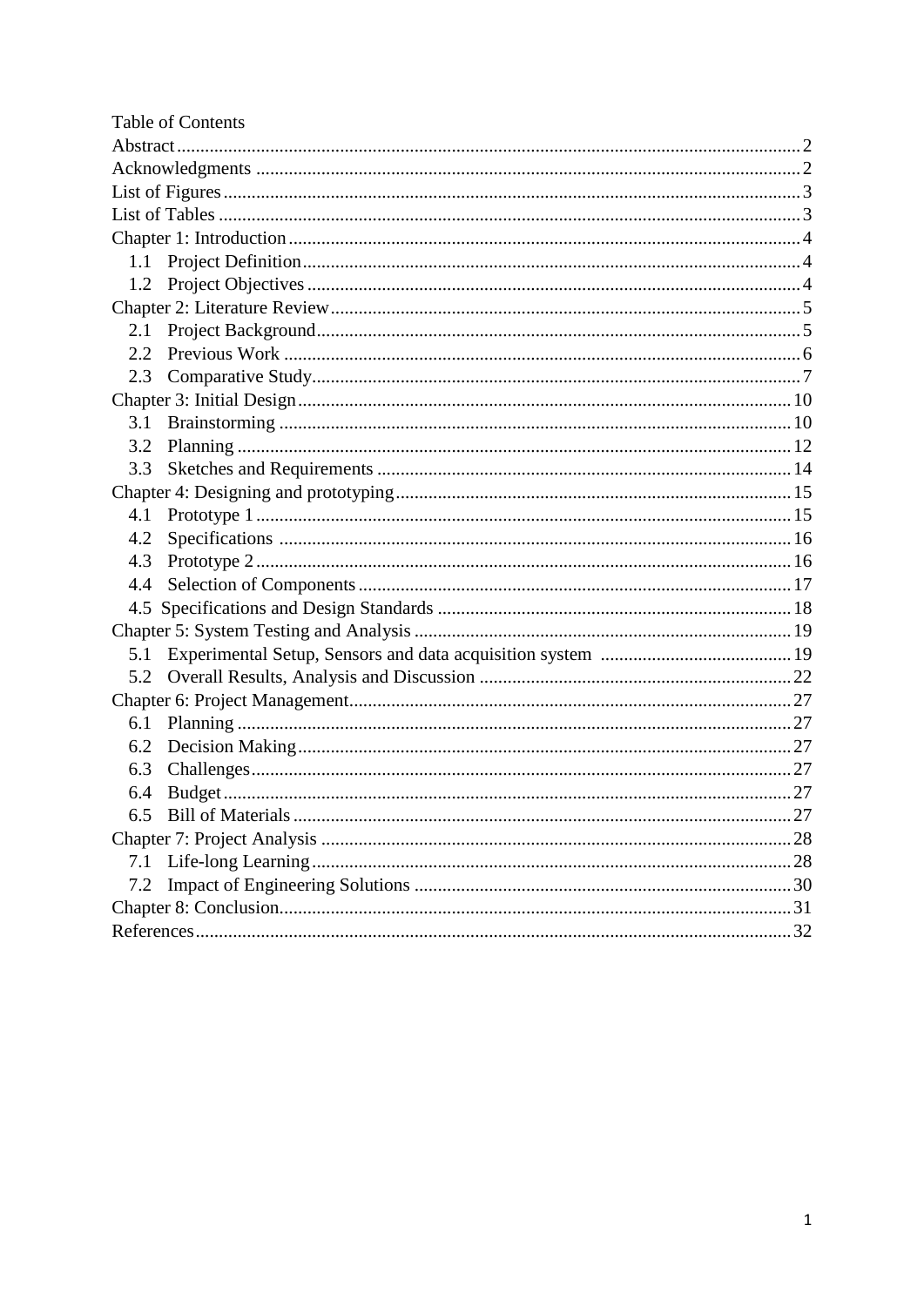Table of Contents

- Abstract ..... 2
- Acknowledgments ..... 2
- List of Figures ..... 3
- List of Tables ..... 3
- Chapter 1: Introduction ..... 4
  - 1.1 Project Definition ..... 4
  - 1.2 Project Objectives ..... 4
- Chapter 2: Literature Review ..... 5
  - 2.1 Project Background ..... 5
  - 2.2 Previous Work ..... 6
  - 2.3 Comparative Study ..... 7
- Chapter 3: Initial Design ..... 10
  - 3.1 Brainstorming ..... 10
  - 3.2 Planning ..... 12
  - 3.3 Sketches and Requirements ..... 14
- Chapter 4: Designing and prototyping ..... 15
  - 4.1 Prototype 1 ..... 15
  - 4.2 Specifications ..... 16
  - 4.3 Prototype 2 ..... 16
  - 4.4 Selection of Components ..... 17
  - 4.5 Specifications and Design Standards ..... 18
- Chapter 5: System Testing and Analysis ..... 19
  - 5.1 Experimental Setup, Sensors and data acquisition system ..... 19
  - 5.2 Overall Results, Analysis and Discussion ..... 22
- Chapter 6: Project Management ..... 27
  - 6.1 Planning ..... 27
  - 6.2 Decision Making ..... 27
  - 6.3 Challenges ..... 27
  - 6.4 Budget ..... 27
  - 6.5 Bill of Materials ..... 27
- Chapter 7: Project Analysis ..... 28
  - 7.1 Life-long Learning ..... 28
  - 7.2 Impact of Engineering Solutions ..... 30
- Chapter 8: Conclusion ..... 31
- References ..... 32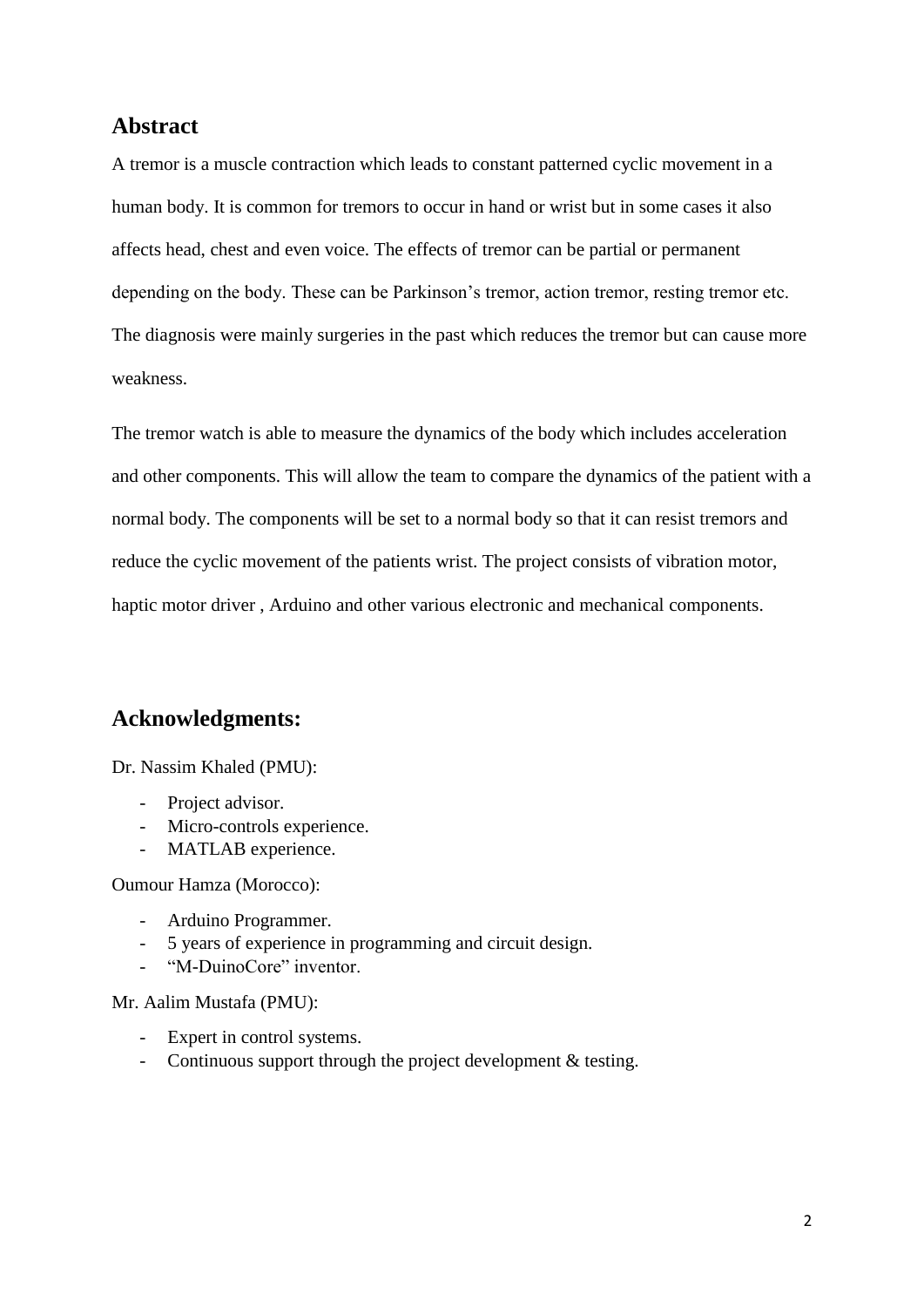## Abstract

A tremor is a muscle contraction which leads to constant patterned cyclic movement in a human body. It is common for tremors to occur in hand or wrist but in some cases it also affects head, chest and even voice. The effects of tremor can be partial or permanent depending on the body. These can be Parkinson's tremor, action tremor, resting tremor etc. The diagnosis were mainly surgeries in the past which reduces the tremor but can cause more weakness.

The tremor watch is able to measure the dynamics of the body which includes acceleration and other components. This will allow the team to compare the dynamics of the patient with a normal body. The components will be set to a normal body so that it can resist tremors and reduce the cyclic movement of the patients wrist. The project consists of vibration motor, haptic motor driver , Arduino and other various electronic and mechanical components.

## Acknowledgments:

Dr. Nassim Khaled (PMU):

- Project advisor.
- Micro-controls experience.
- MATLAB experience.

Oumour Hamza (Morocco):

- Arduino Programmer.
- 5 years of experience in programming and circuit design.
- "M-DuinoCore" inventor.

Mr. Aalim Mustafa (PMU):

- Expert in control systems.
- Continuous support through the project development & testing.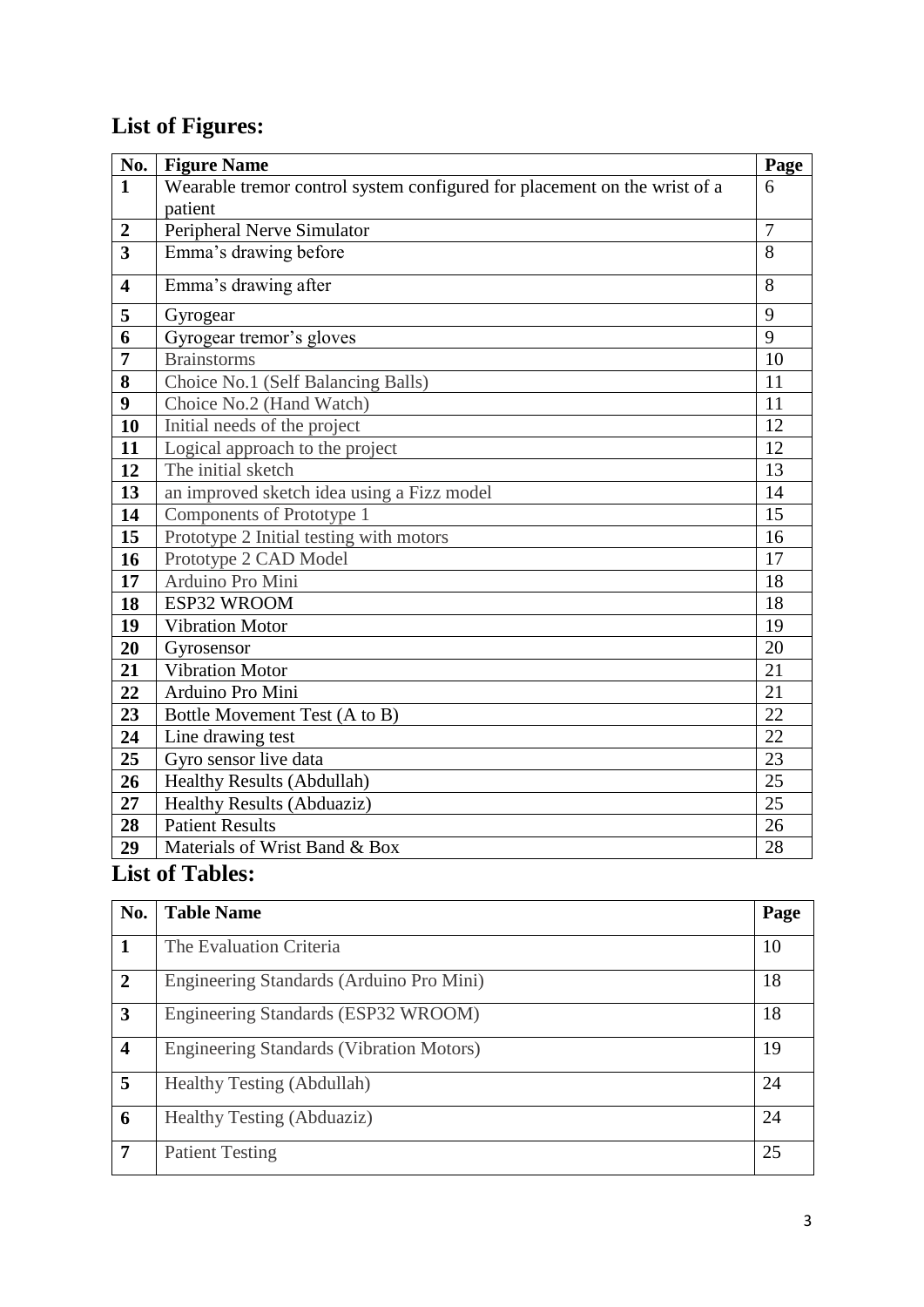## List of Figures:

| No. | Figure Name | Page |
|---|---|---|
| **1** | Wearable tremor control system configured for placement on the wrist of a patient | 6 |
| **2** | Peripheral Nerve Simulator | 7 |
| **3** | Emma's drawing before | 8 |
| **4** | Emma's drawing after | 8 |
| **5** | Gyrogear | 9 |
| **6** | Gyrogear tremor's gloves | 9 |
| **7** | Brainstorms | 10 |
| **8** | Choice No.1 (Self Balancing Balls) | 11 |
| **9** | Choice No.2 (Hand Watch) | 11 |
| **10** | Initial needs of the project | 12 |
| **11** | Logical approach to the project | 12 |
| **12** | The initial sketch | 13 |
| **13** | an improved sketch idea using a Fizz model | 14 |
| **14** | Components of Prototype 1 | 15 |
| **15** | Prototype 2 Initial testing with motors | 16 |
| **16** | Prototype 2 CAD Model | 17 |
| **17** | Arduino Pro Mini | 18 |
| **18** | ESP32 WROOM | 18 |
| **19** | Vibration Motor | 19 |
| **20** | Gyrosensor | 20 |
| **21** | Vibration Motor | 21 |
| **22** | Arduino Pro Mini | 21 |
| **23** | Bottle Movement Test (A to B) | 22 |
| **24** | Line drawing test | 22 |
| **25** | Gyro sensor live data | 23 |
| **26** | Healthy Results (Abdullah) | 25 |
| **27** | Healthy Results (Abduaziz) | 25 |
| **28** | Patient Results | 26 |
| **29** | Materials of Wrist Band & Box | 28 |

## List of Tables:

| No. | Table Name | Page |
|---|---|---|
| **1** | The Evaluation Criteria | 10 |
| **2** | Engineering Standards (Arduino Pro Mini) | 18 |
| **3** | Engineering Standards (ESP32 WROOM) | 18 |
| **4** | Engineering Standards (Vibration Motors) | 19 |
| **5** | Healthy Testing (Abdullah) | 24 |
| **6** | Healthy Testing (Abduaziz) | 24 |
| **7** | Patient Testing | 25 |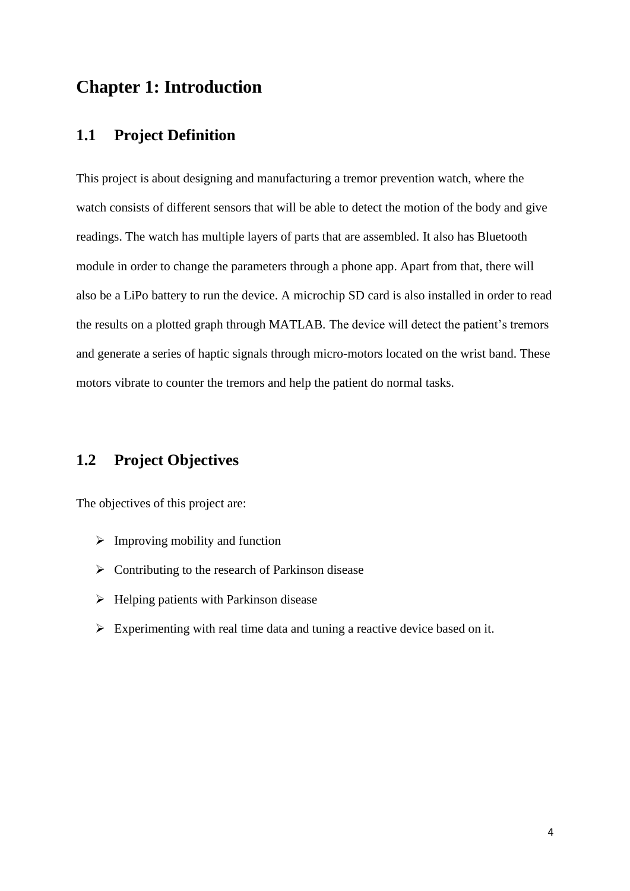# Chapter 1: Introduction

## 1.1 Project Definition

This project is about designing and manufacturing a tremor prevention watch, where the watch consists of different sensors that will be able to detect the motion of the body and give readings. The watch has multiple layers of parts that are assembled. It also has Bluetooth module in order to change the parameters through a phone app. Apart from that, there will also be a LiPo battery to run the device. A microchip SD card is also installed in order to read the results on a plotted graph through MATLAB. The device will detect the patient's tremors and generate a series of haptic signals through micro-motors located on the wrist band. These motors vibrate to counter the tremors and help the patient do normal tasks.

## 1.2 Project Objectives

The objectives of this project are:

- Improving mobility and function
- Contributing to the research of Parkinson disease
- Helping patients with Parkinson disease
- Experimenting with real time data and tuning a reactive device based on it.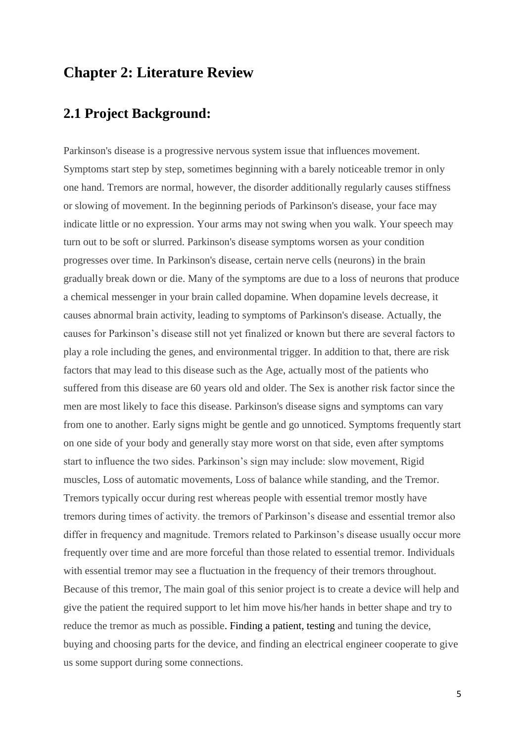# Chapter 2: Literature Review

## 2.1 Project Background:

Parkinson's disease is a progressive nervous system issue that influences movement. Symptoms start step by step, sometimes beginning with a barely noticeable tremor in only one hand. Tremors are normal, however, the disorder additionally regularly causes stiffness or slowing of movement. In the beginning periods of Parkinson's disease, your face may indicate little or no expression. Your arms may not swing when you walk. Your speech may turn out to be soft or slurred. Parkinson's disease symptoms worsen as your condition progresses over time. In Parkinson's disease, certain nerve cells (neurons) in the brain gradually break down or die. Many of the symptoms are due to a loss of neurons that produce a chemical messenger in your brain called dopamine. When dopamine levels decrease, it causes abnormal brain activity, leading to symptoms of Parkinson's disease. Actually, the causes for Parkinson's disease still not yet finalized or known but there are several factors to play a role including the genes, and environmental trigger. In addition to that, there are risk factors that may lead to this disease such as the Age, actually most of the patients who suffered from this disease are 60 years old and older. The Sex is another risk factor since the men are most likely to face this disease. Parkinson's disease signs and symptoms can vary from one to another. Early signs might be gentle and go unnoticed. Symptoms frequently start on one side of your body and generally stay more worst on that side, even after symptoms start to influence the two sides. Parkinson's sign may include: slow movement, Rigid muscles, Loss of automatic movements, Loss of balance while standing, and the Tremor. Tremors typically occur during rest whereas people with essential tremor mostly have tremors during times of activity. the tremors of Parkinson's disease and essential tremor also differ in frequency and magnitude. Tremors related to Parkinson's disease usually occur more frequently over time and are more forceful than those related to essential tremor. Individuals with essential tremor may see a fluctuation in the frequency of their tremors throughout. Because of this tremor, The main goal of this senior project is to create a device will help and give the patient the required support to let him move his/her hands in better shape and try to reduce the tremor as much as possible. Finding a patient, testing and tuning the device, buying and choosing parts for the device, and finding an electrical engineer cooperate to give us some support during some connections.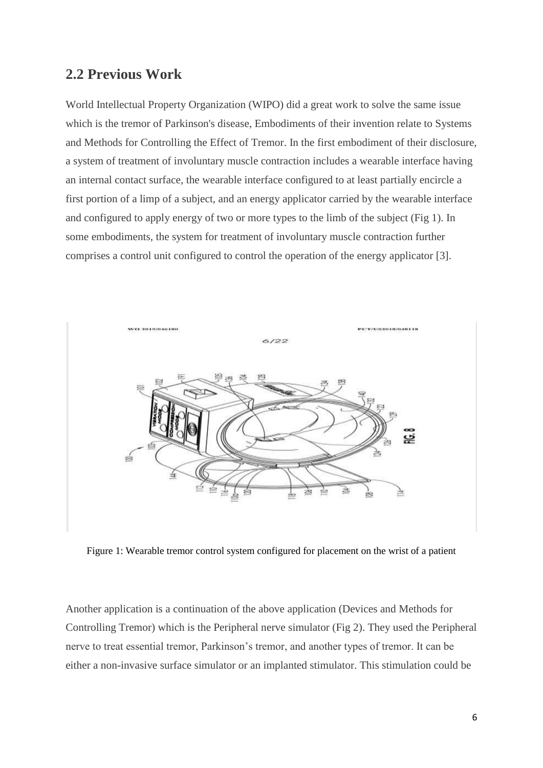## 2.2 Previous Work

World Intellectual Property Organization (WIPO) did a great work to solve the same issue which is the tremor of Parkinson's disease, Embodiments of their invention relate to Systems and Methods for Controlling the Effect of Tremor. In the first embodiment of their disclosure, a system of treatment of involuntary muscle contraction includes a wearable interface having an internal contact surface, the wearable interface configured to at least partially encircle a first portion of a limp of a subject, and an energy applicator carried by the wearable interface and configured to apply energy of two or more types to the limb of the subject (Fig 1). In some embodiments, the system for treatment of involuntary muscle contraction further comprises a control unit configured to control the operation of the energy applicator [3].

Figure 1: Wearable tremor control system configured for placement on the wrist of a patient

Another application is a continuation of the above application (Devices and Methods for Controlling Tremor) which is the Peripheral nerve simulator (Fig 2). They used the Peripheral nerve to treat essential tremor, Parkinson's tremor, and another types of tremor. It can be either a non-invasive surface simulator or an implanted stimulator. This stimulation could be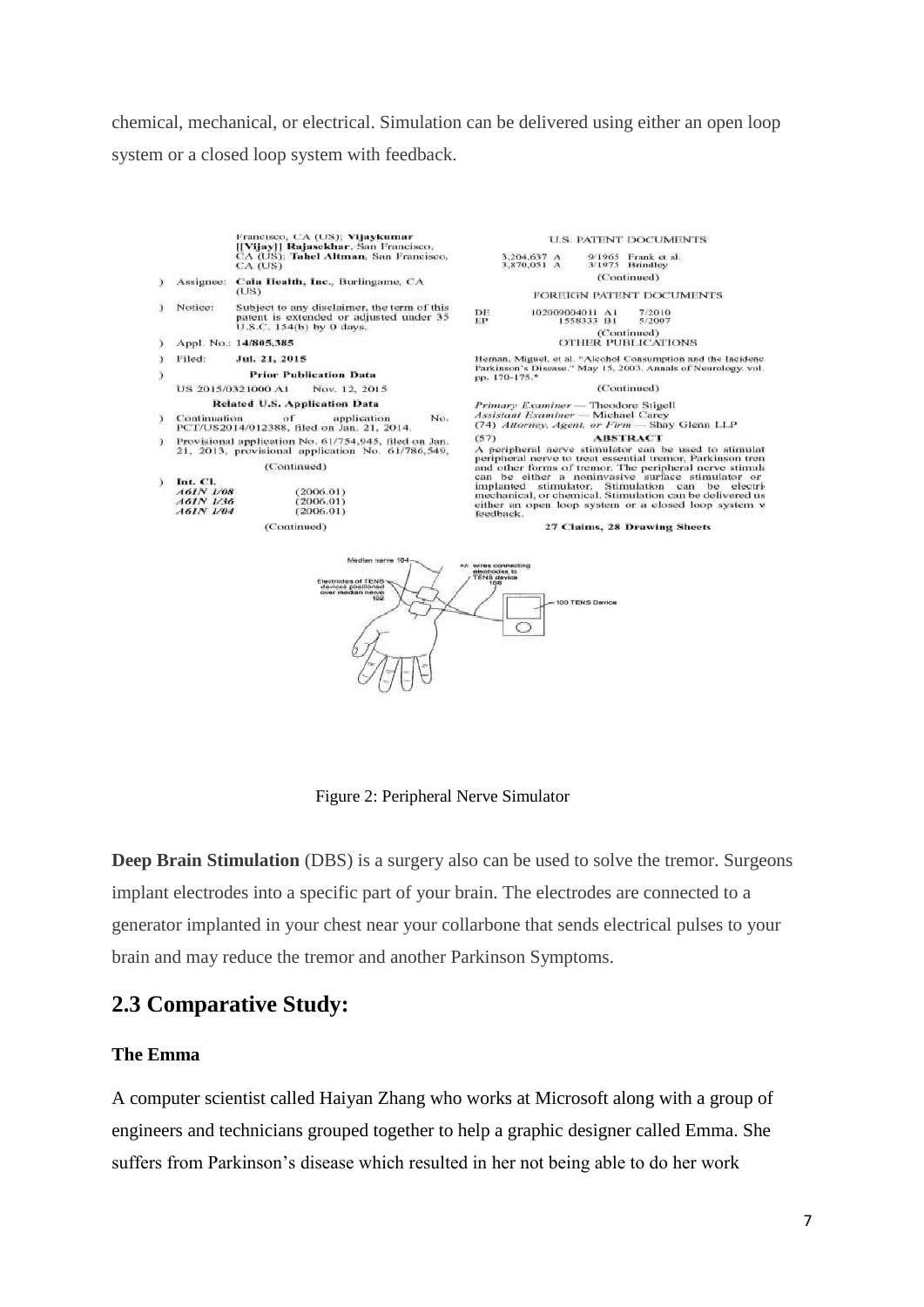chemical, mechanical, or electrical. Simulation can be delivered using either an open loop system or a closed loop system with feedback.

Figure 2: Peripheral Nerve Simulator

**Deep Brain Stimulation** (DBS) is a surgery also can be used to solve the tremor. Surgeons implant electrodes into a specific part of your brain. The electrodes are connected to a generator implanted in your chest near your collarbone that sends electrical pulses to your brain and may reduce the tremor and another Parkinson Symptoms.

## 2.3 Comparative Study:

### The Emma

A computer scientist called Haiyan Zhang who works at Microsoft along with a group of engineers and technicians grouped together to help a graphic designer called Emma. She suffers from Parkinson's disease which resulted in her not being able to do her work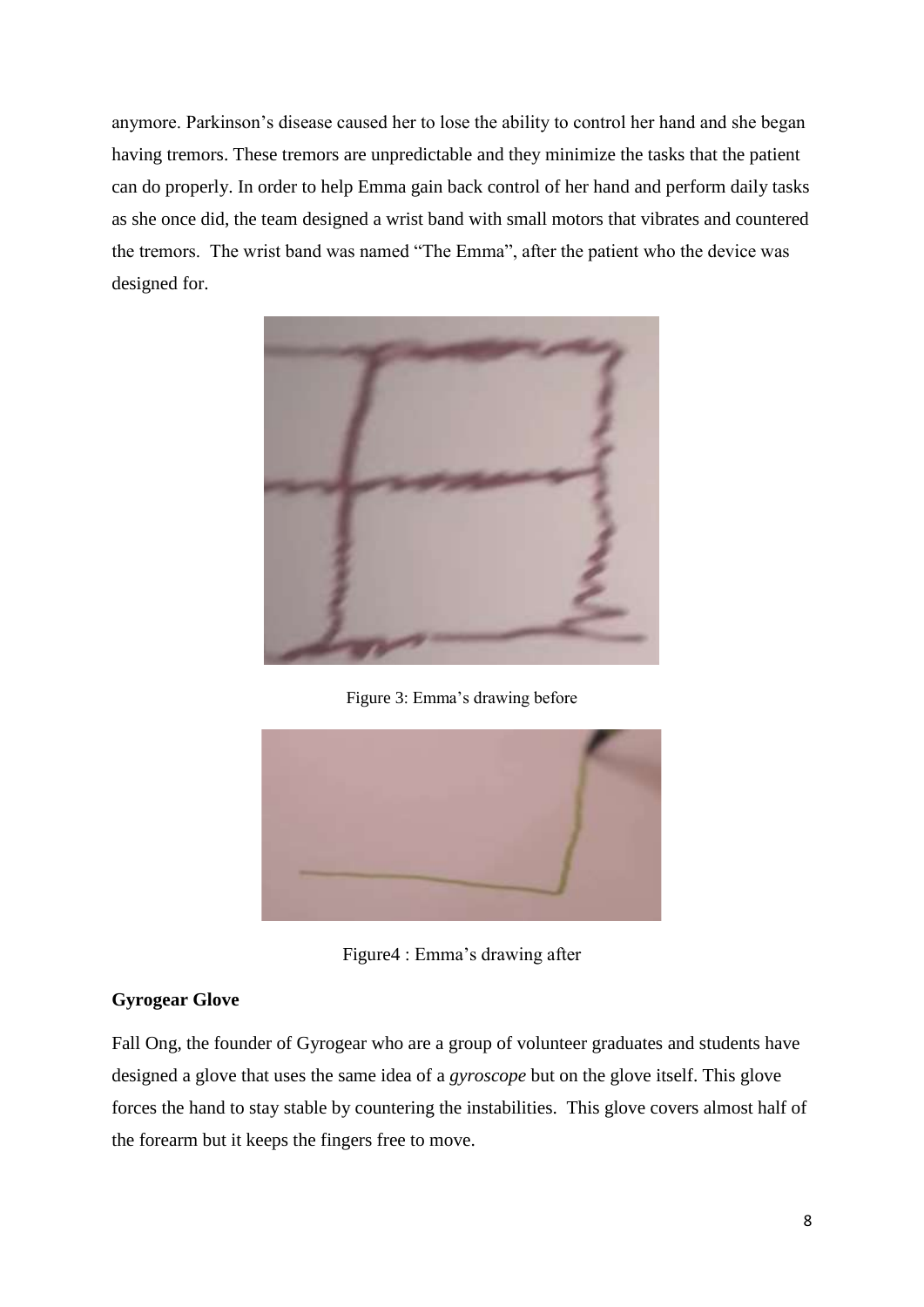anymore. Parkinson's disease caused her to lose the ability to control her hand and she began having tremors. These tremors are unpredictable and they minimize the tasks that the patient can do properly. In order to help Emma gain back control of her hand and perform daily tasks as she once did, the team designed a wrist band with small motors that vibrates and countered the tremors. The wrist band was named "The Emma", after the patient who the device was designed for.

Figure 3: Emma's drawing before

Figure4 : Emma's drawing after

**Gyrogear Glove**

Fall Ong, the founder of Gyrogear who are a group of volunteer graduates and students have designed a glove that uses the same idea of a *gyroscope* but on the glove itself. This glove forces the hand to stay stable by countering the instabilities. This glove covers almost half of the forearm but it keeps the fingers free to move.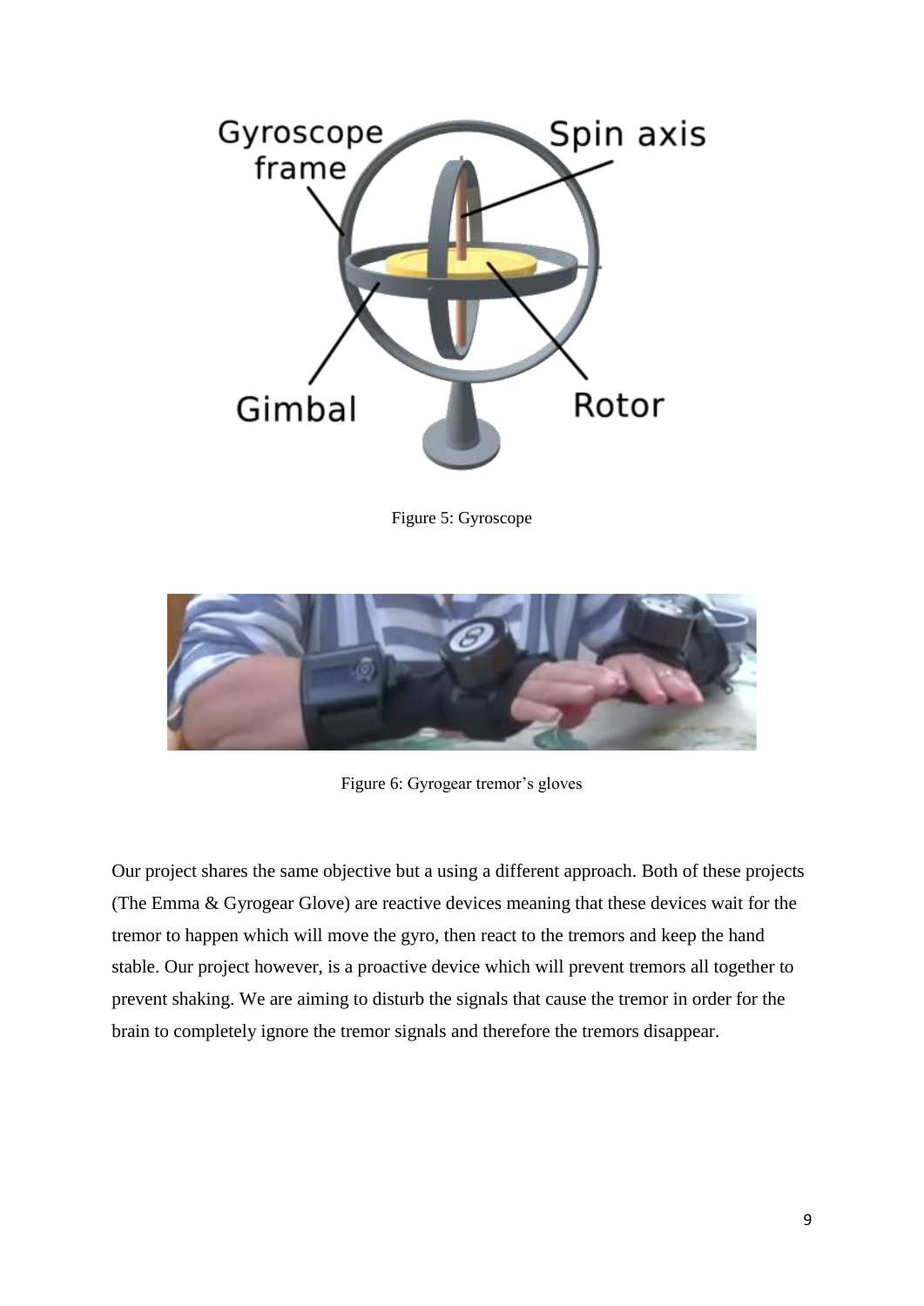Figure 5: Gyroscope

Figure 6: Gyrogear tremor's gloves

Our project shares the same objective but a using a different approach. Both of these projects (The Emma & Gyrogear Glove) are reactive devices meaning that these devices wait for the tremor to happen which will move the gyro, then react to the tremors and keep the hand stable. Our project however, is a proactive device which will prevent tremors all together to prevent shaking. We are aiming to disturb the signals that cause the tremor in order for the brain to completely ignore the tremor signals and therefore the tremors disappear.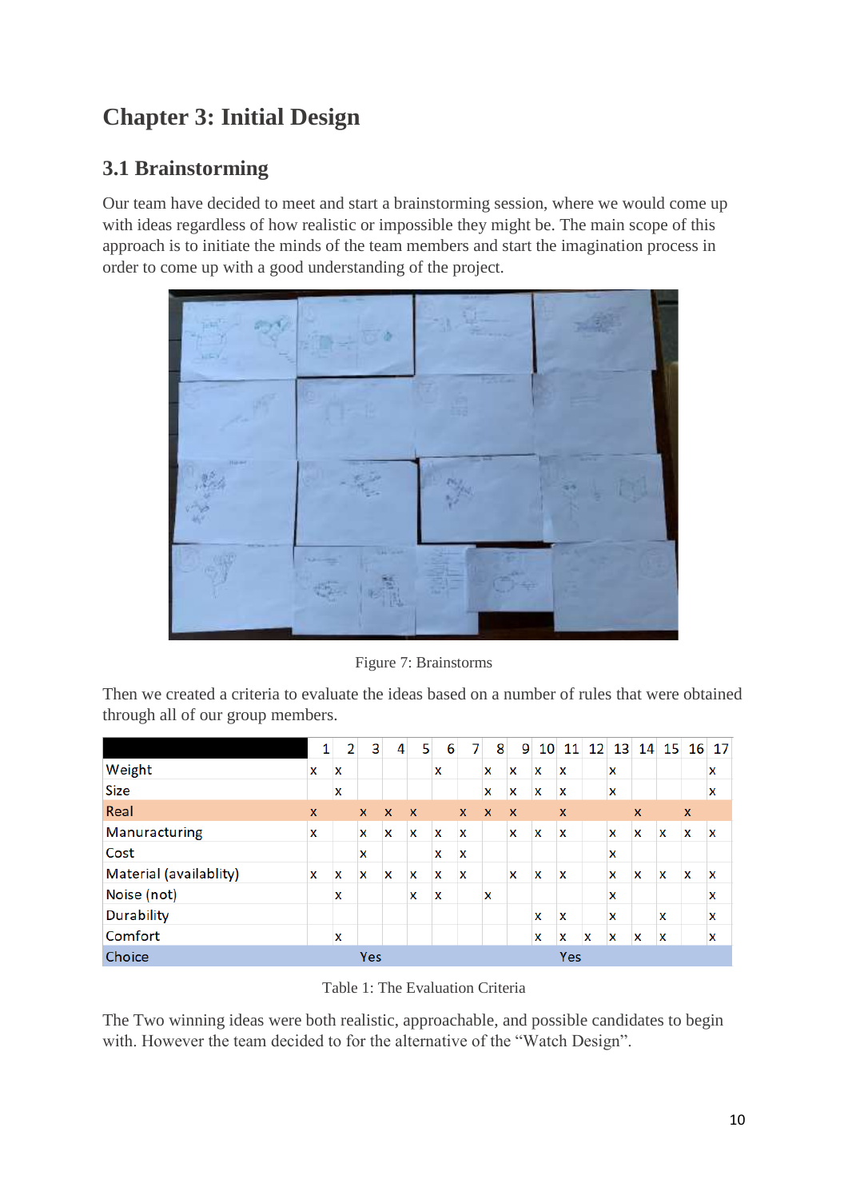# Chapter 3: Initial Design

## 3.1 Brainstorming

Our team have decided to meet and start a brainstorming session, where we would come up with ideas regardless of how realistic or impossible they might be. The main scope of this approach is to initiate the minds of the team members and start the imagination process in order to come up with a good understanding of the project.

Figure 7: Brainstorms

Then we created a criteria to evaluate the ideas based on a number of rules that were obtained through all of our group members.

| | 1 | 2 | 3 | 4 | 5 | 6 | 7 | 8 | 9 | 10 | 11 | 12 | 13 | 14 | 15 | 16 | 17 |
|---|---|---|---|---|---|---|---|---|---|---|---|---|---|---|---|---|---|
| Weight | x | x | | | | x | | x | x | x | x | | x | | | | x |
| Size | | x | | | | | | x | x | x | x | | x | | | | x |
| Real | x | | x | x | x | | x | x | x | | x | | | x | | x | |
| Manuracturing | x | | x | x | x | x | x | | x | x | x | | x | x | x | x | x |
| Cost | | | x | | | x | x | | | | | | x | | | | |
| Material (availablity) | x | x | x | x | x | x | x | | x | x | x | | x | x | x | x | x |
| Noise (not) | | x | | | x | x | | x | | | | | x | | | | x |
| Durability | | | | | | | | | | x | x | | x | | x | | x |
| Comfort | | x | | | | | | | | x | x | x | x | x | x | | x |
| Choice | | | Yes | | | | | | | | Yes | | | | | | |

Table 1: The Evaluation Criteria

The Two winning ideas were both realistic, approachable, and possible candidates to begin with. However the team decided to for the alternative of the “Watch Design”.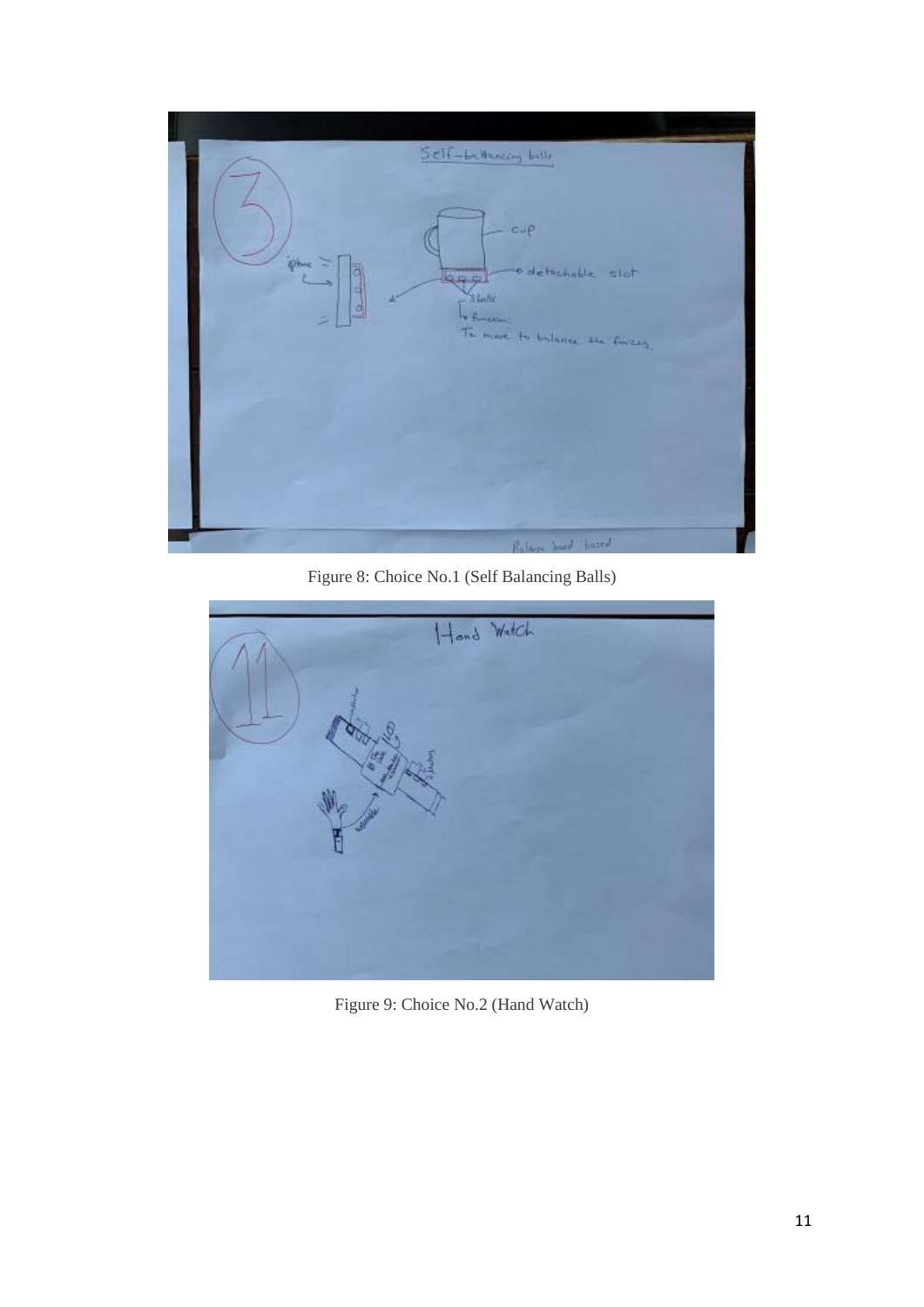Figure 8: Choice No.1 (Self Balancing Balls)

Figure 9: Choice No.2 (Hand Watch)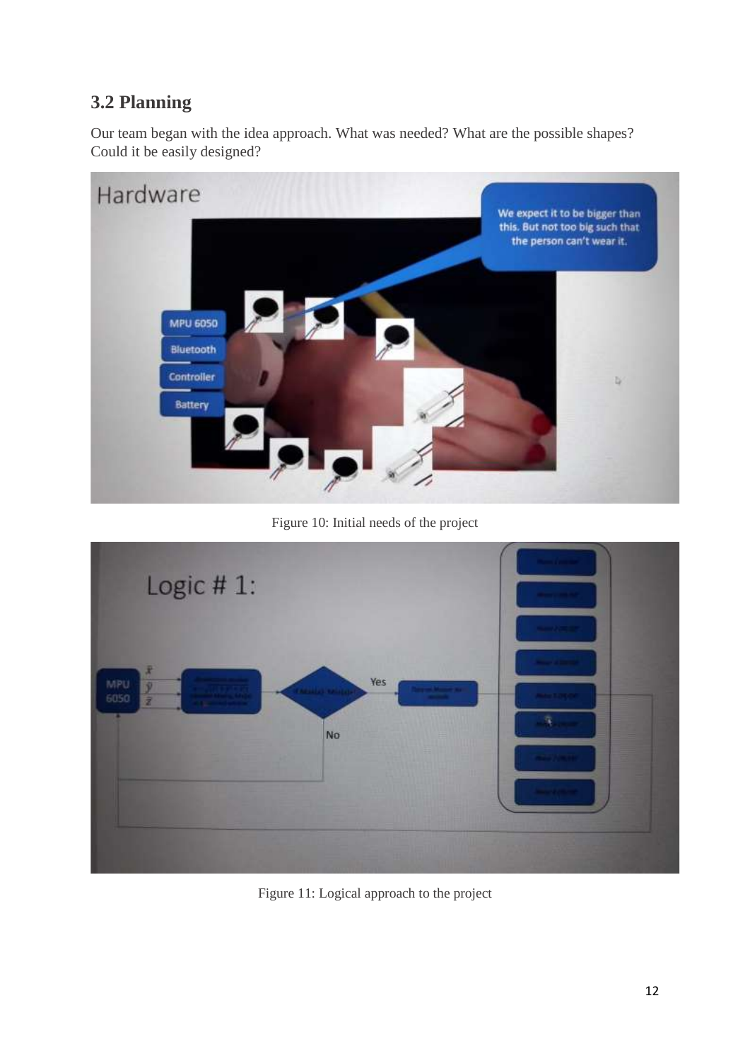## 3.2 Planning

Our team began with the idea approach. What was needed? What are the possible shapes? Could it be easily designed?

Figure 10: Initial needs of the project

Figure 11: Logical approach to the project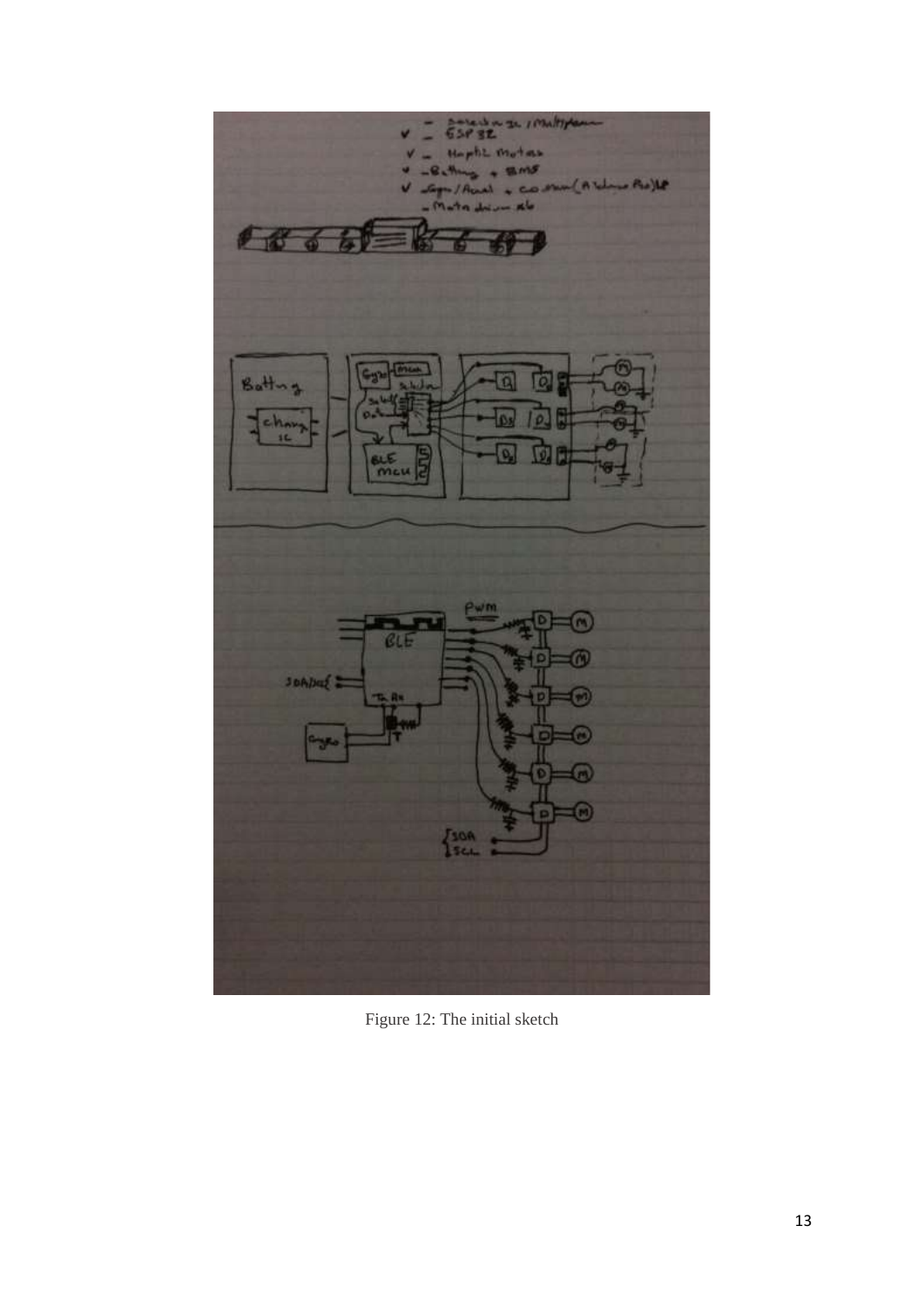Figure 12: The initial sketch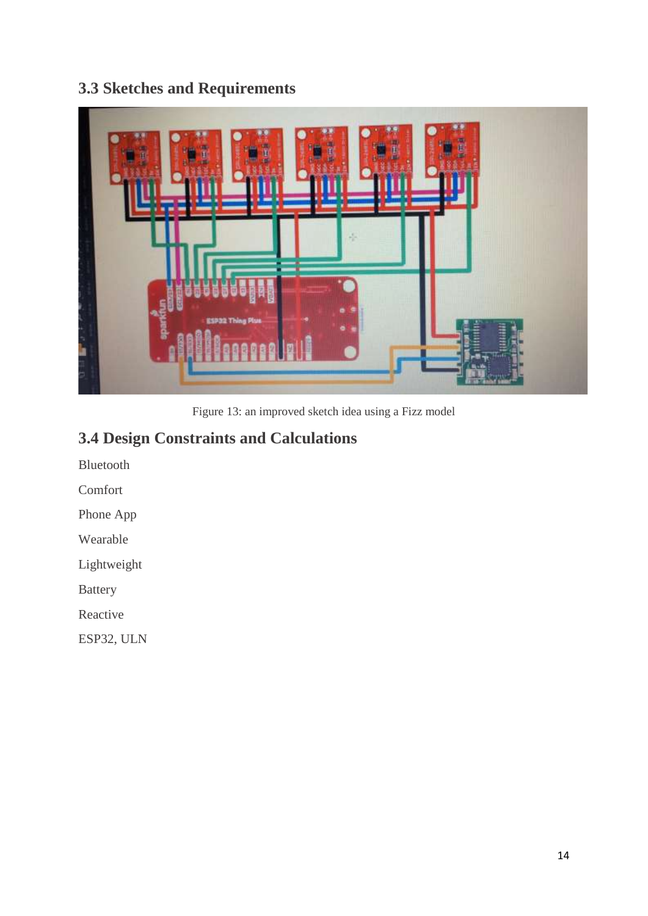## 3.3 Sketches and Requirements

Figure 13: an improved sketch idea using a Fizz model

## 3.4 Design Constraints and Calculations

Bluetooth

Comfort

Phone App

Wearable

Lightweight

Battery

Reactive

ESP32, ULN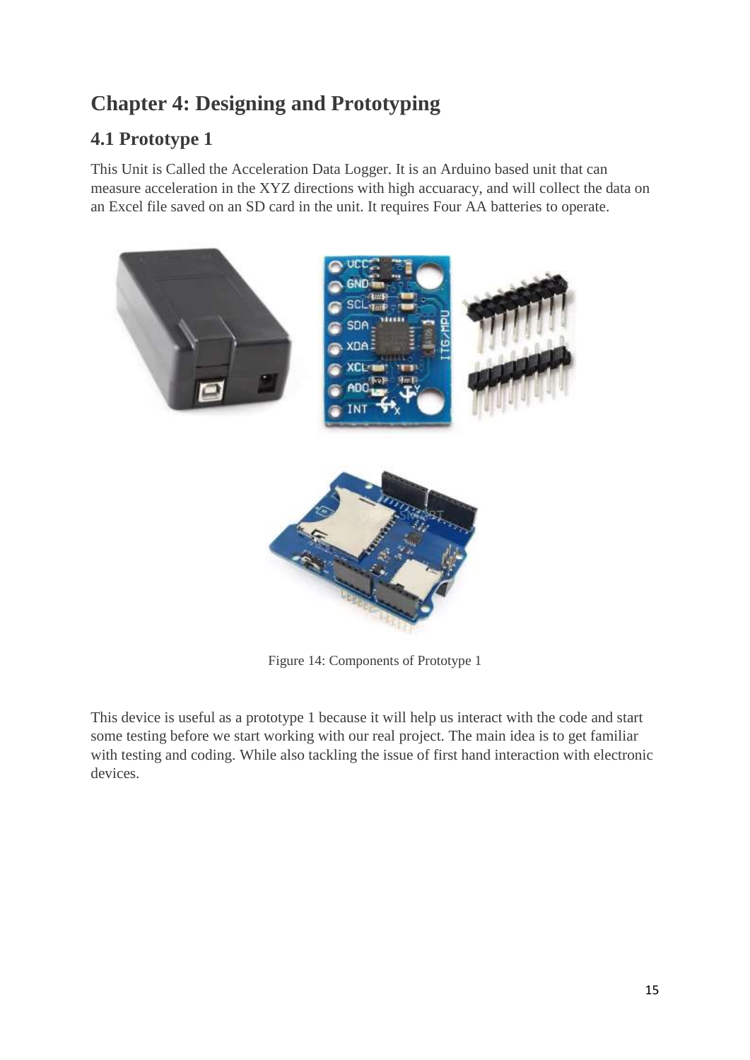# Chapter 4: Designing and Prototyping

## 4.1 Prototype 1

This Unit is Called the Acceleration Data Logger. It is an Arduino based unit that can measure acceleration in the XYZ directions with high accuaracy, and will collect the data on an Excel file saved on an SD card in the unit. It requires Four AA batteries to operate.

Figure 14: Components of Prototype 1

This device is useful as a prototype 1 because it will help us interact with the code and start some testing before we start working with our real project. The main idea is to get familiar with testing and coding. While also tackling the issue of first hand interaction with electronic devices.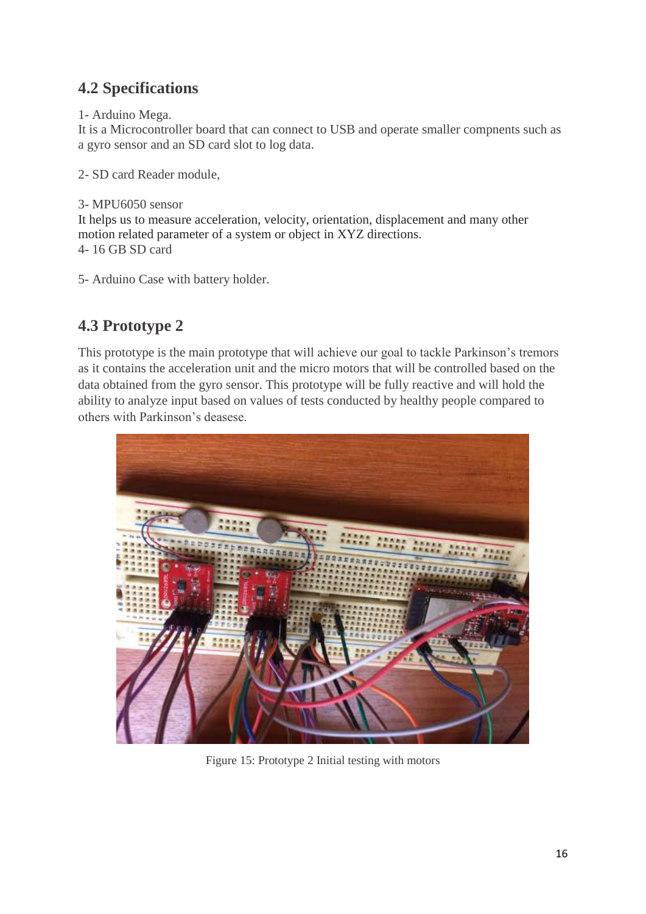## 4.2 Specifications

1- Arduino Mega.
It is a Microcontroller board that can connect to USB and operate smaller compnents such as a gyro sensor and an SD card slot to log data.

2- SD card Reader module,

3- MPU6050 sensor
It helps us to measure acceleration, velocity, orientation, displacement and many other motion related parameter of a system or object in XYZ directions.
4- 16 GB SD card

5- Arduino Case with battery holder.

## 4.3 Prototype 2

This prototype is the main prototype that will achieve our goal to tackle Parkinson's tremors as it contains the acceleration unit and the micro motors that will be controlled based on the data obtained from the gyro sensor. This prototype will be fully reactive and will hold the ability to analyze input based on values of tests conducted by healthy people compared to others with Parkinson's deasese.

Figure 15: Prototype 2 Initial testing with motors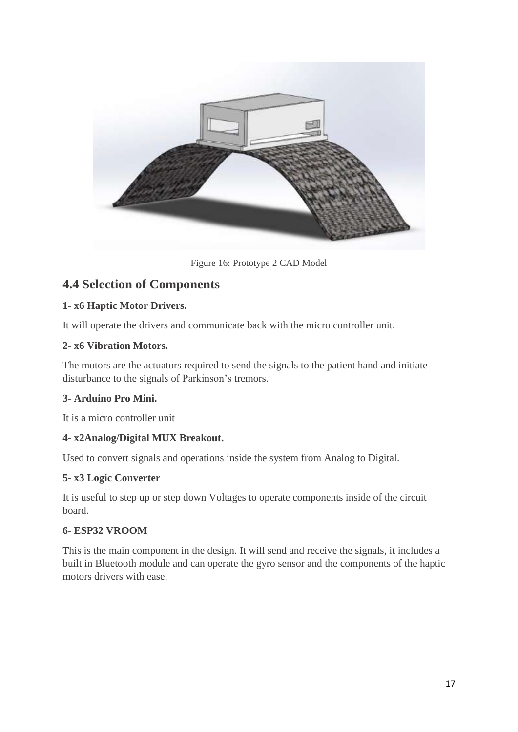Figure 16: Prototype 2 CAD Model

## 4.4 Selection of Components

**1- x6 Haptic Motor Drivers.**

It will operate the drivers and communicate back with the micro controller unit.

**2- x6 Vibration Motors.**

The motors are the actuators required to send the signals to the patient hand and initiate disturbance to the signals of Parkinson's tremors.

**3- Arduino Pro Mini.**

It is a micro controller unit

**4- x2Analog/Digital MUX Breakout.**

Used to convert signals and operations inside the system from Analog to Digital.

**5- x3 Logic Converter**

It is useful to step up or step down Voltages to operate components inside of the circuit board.

**6- ESP32 VROOM**

This is the main component in the design. It will send and receive the signals, it includes a built in Bluetooth module and can operate the gyro sensor and the components of the haptic motors drivers with ease.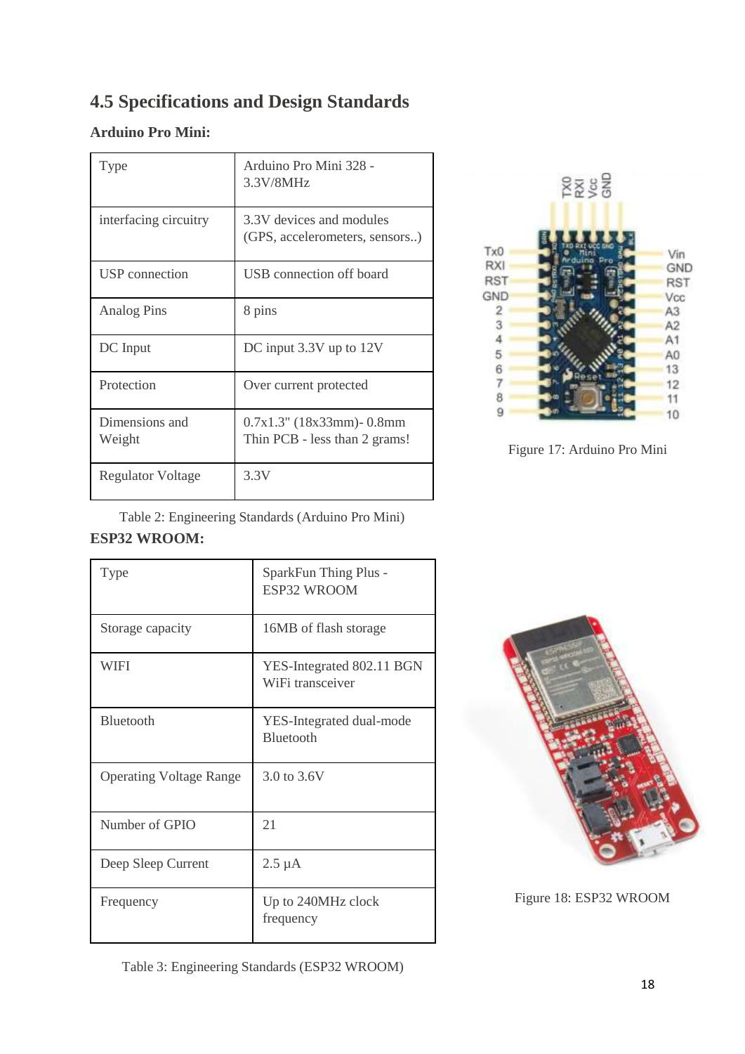## 4.5 Specifications and Design Standards

**Arduino Pro Mini:**

| Type | Arduino Pro Mini 328 - 3.3V/8MHz |
|---|---|
| interfacing circuitry | 3.3V devices and modules (GPS, accelerometers, sensors..) |
| USP connection | USB connection off board |
| Analog Pins | 8 pins |
| DC Input | DC input 3.3V up to 12V |
| Protection | Over current protected |
| Dimensions and Weight | 0.7x1.3" (18x33mm)- 0.8mm Thin PCB - less than 2 grams! |
| Regulator Voltage | 3.3V |

Table 2: Engineering Standards (Arduino Pro Mini)

Figure 17: Arduino Pro Mini

**ESP32 WROOM:**

| Type | SparkFun Thing Plus - ESP32 WROOM |
|---|---|
| Storage capacity | 16MB of flash storage |
| WIFI | YES-Integrated 802.11 BGN WiFi transceiver |
| Bluetooth | YES-Integrated dual-mode Bluetooth |
| Operating Voltage Range | 3.0 to 3.6V |
| Number of GPIO | 21 |
| Deep Sleep Current | 2.5 µA |
| Frequency | Up to 240MHz clock frequency |

Table 3: Engineering Standards (ESP32 WROOM)

Figure 18: ESP32 WROOM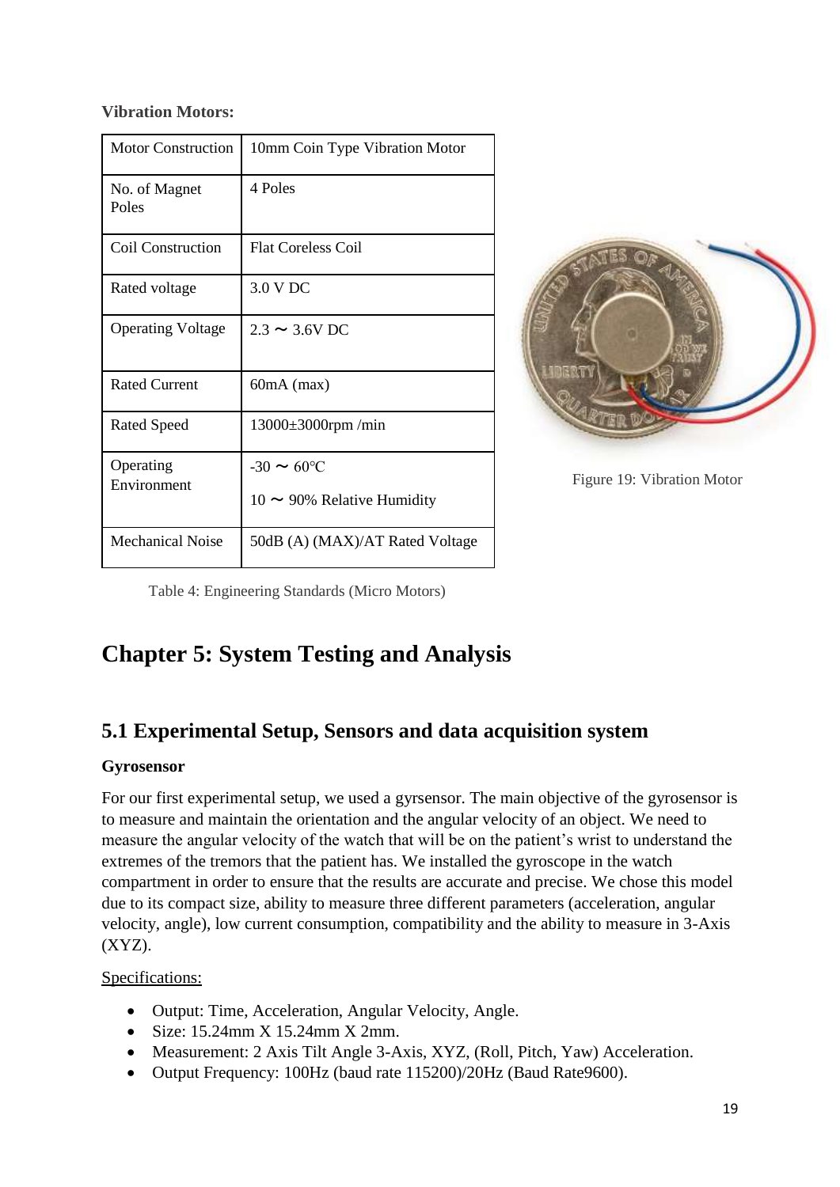**Vibration Motors:**

| Motor Construction | 10mm Coin Type Vibration Motor |
|---|---|
| No. of Magnet Poles | 4 Poles |
| Coil Construction | Flat Coreless Coil |
| Rated voltage | 3.0 V DC |
| Operating Voltage | 2.3 ∼ 3.6V DC |
| Rated Current | 60mA (max) |
| Rated Speed | 13000±3000rpm /min |
| Operating Environment | -30 ∼ 60℃<br>10 ∼ 90% Relative Humidity |
| Mechanical Noise | 50dB (A) (MAX)/AT Rated Voltage |

Table 4: Engineering Standards (Micro Motors)

Figure 19: Vibration Motor

# Chapter 5: System Testing and Analysis

## 5.1 Experimental Setup, Sensors and data acquisition system

**Gyrosensor**

For our first experimental setup, we used a gyrsensor. The main objective of the gyrosensor is to measure and maintain the orientation and the angular velocity of an object. We need to measure the angular velocity of the watch that will be on the patient's wrist to understand the extremes of the tremors that the patient has. We installed the gyroscope in the watch compartment in order to ensure that the results are accurate and precise. We chose this model due to its compact size, ability to measure three different parameters (acceleration, angular velocity, angle), low current consumption, compatibility and the ability to measure in 3-Axis (XYZ).

Specifications:

- Output: Time, Acceleration, Angular Velocity, Angle.
- Size: 15.24mm X 15.24mm X 2mm.
- Measurement: 2 Axis Tilt Angle 3-Axis, XYZ, (Roll, Pitch, Yaw) Acceleration.
- Output Frequency: 100Hz (baud rate 115200)/20Hz (Baud Rate9600).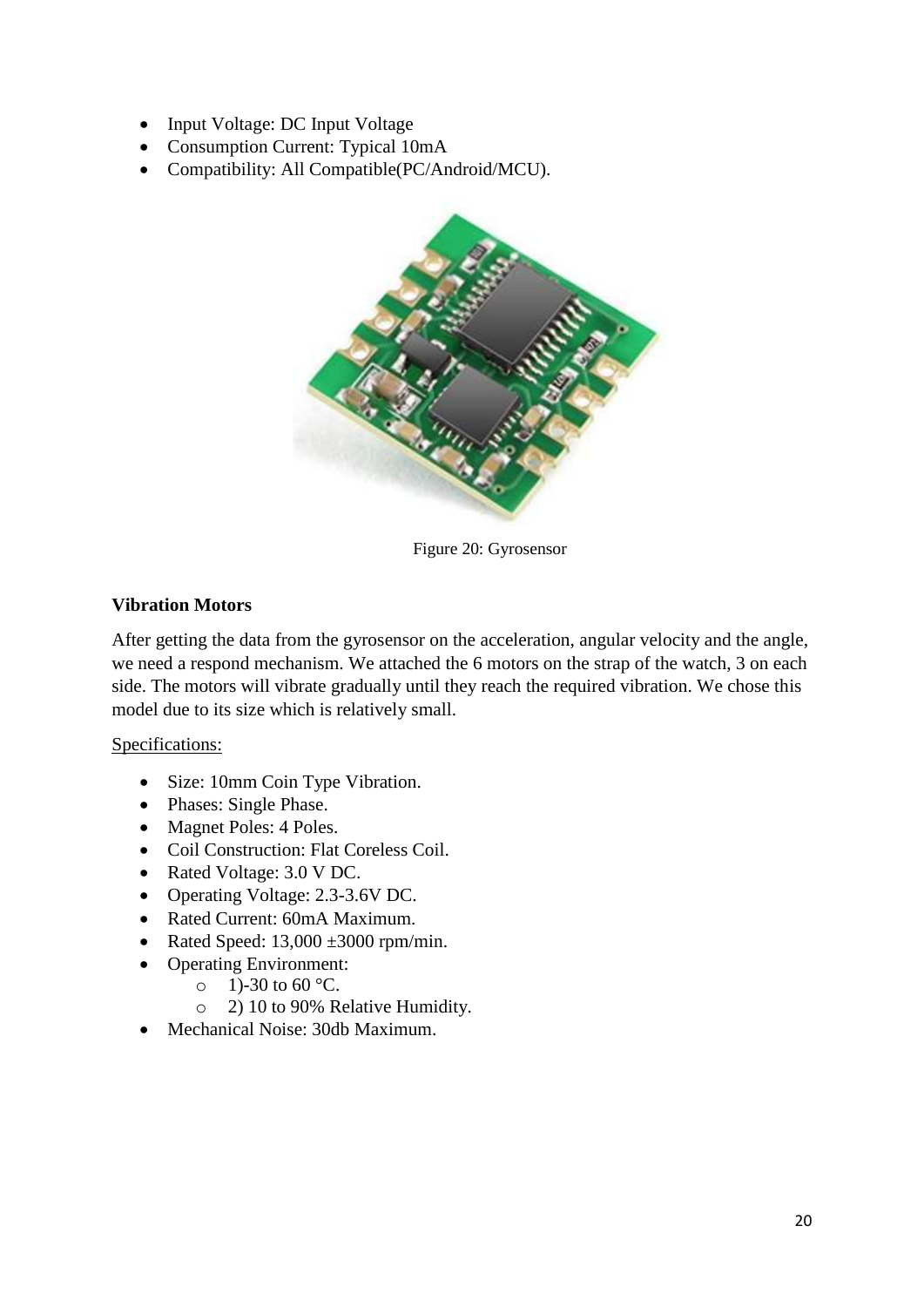- Input Voltage: DC Input Voltage
- Consumption Current: Typical 10mA
- Compatibility: All Compatible(PC/Android/MCU).

Figure 20: Gyrosensor

**Vibration Motors**

After getting the data from the gyrosensor on the acceleration, angular velocity and the angle, we need a respond mechanism. We attached the 6 motors on the strap of the watch, 3 on each side. The motors will vibrate gradually until they reach the required vibration. We chose this model due to its size which is relatively small.

Specifications:

- Size: 10mm Coin Type Vibration.
- Phases: Single Phase.
- Magnet Poles: 4 Poles.
- Coil Construction: Flat Coreless Coil.
- Rated Voltage: 3.0 V DC.
- Operating Voltage: 2.3-3.6V DC.
- Rated Current: 60mA Maximum.
- Rated Speed: 13,000 ±3000 rpm/min.
- Operating Environment:
  - 1)-30 to 60 °C.
  - 2) 10 to 90% Relative Humidity.
- Mechanical Noise: 30db Maximum.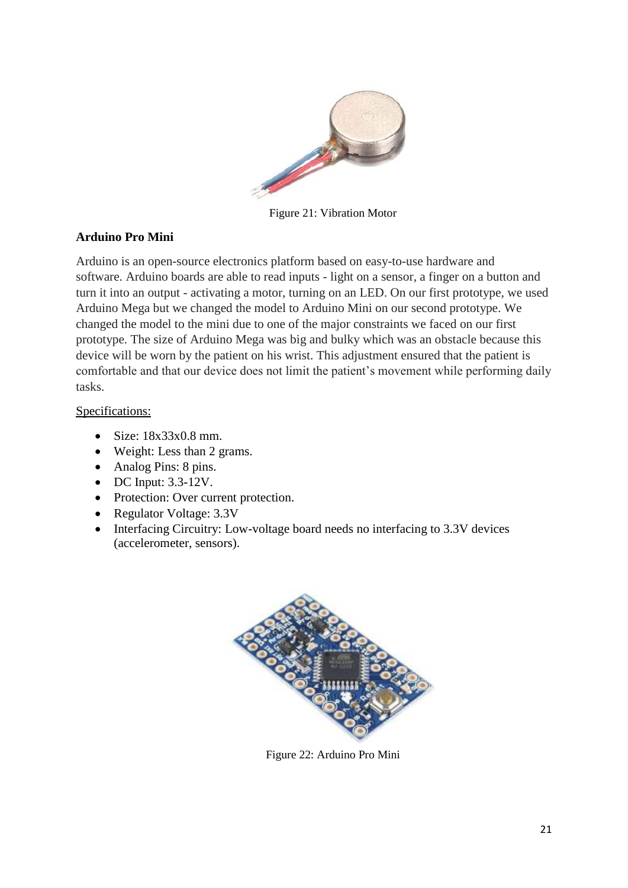Figure 21: Vibration Motor

**Arduino Pro Mini**

Arduino is an open-source electronics platform based on easy-to-use hardware and software. Arduino boards are able to read inputs - light on a sensor, a finger on a button and turn it into an output - activating a motor, turning on an LED. On our first prototype, we used Arduino Mega but we changed the model to Arduino Mini on our second prototype. We changed the model to the mini due to one of the major constraints we faced on our first prototype. The size of Arduino Mega was big and bulky which was an obstacle because this device will be worn by the patient on his wrist. This adjustment ensured that the patient is comfortable and that our device does not limit the patient's movement while performing daily tasks.

<u>Specifications:</u>

- Size: 18x33x0.8 mm.
- Weight: Less than 2 grams.
- Analog Pins: 8 pins.
- DC Input: 3.3-12V.
- Protection: Over current protection.
- Regulator Voltage: 3.3V
- Interfacing Circuitry: Low-voltage board needs no interfacing to 3.3V devices (accelerometer, sensors).

Figure 22: Arduino Pro Mini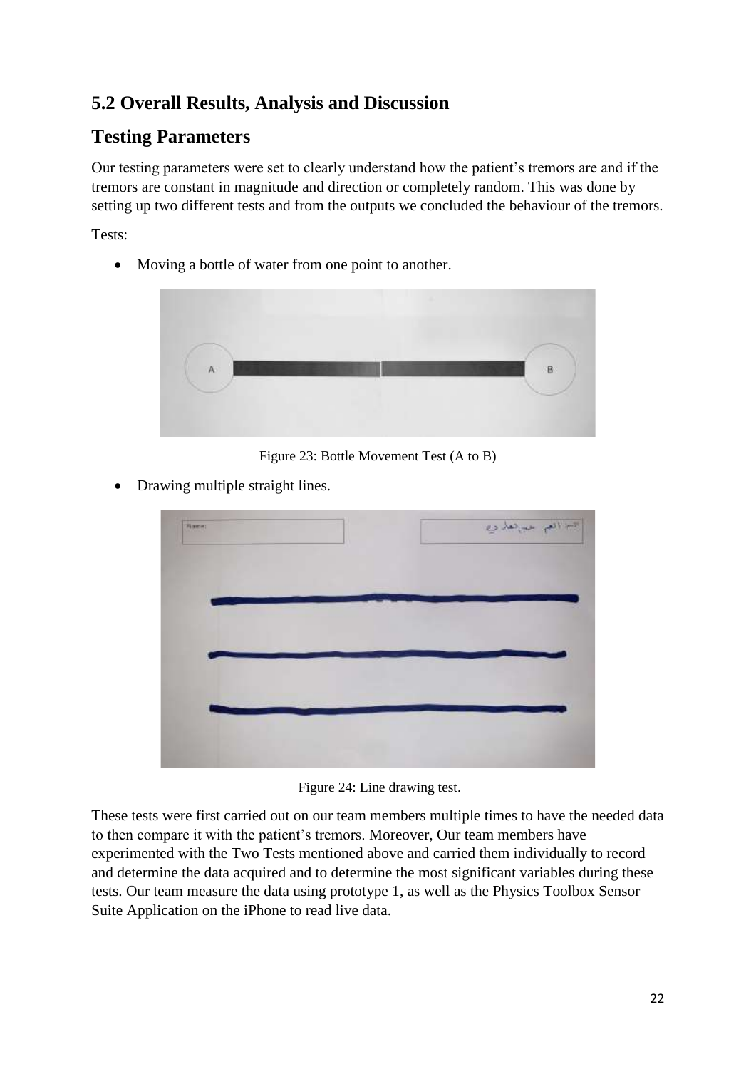## 5.2 Overall Results, Analysis and Discussion

## Testing Parameters

Our testing parameters were set to clearly understand how the patient's tremors are and if the tremors are constant in magnitude and direction or completely random. This was done by setting up two different tests and from the outputs we concluded the behaviour of the tremors.

Tests:

- Moving a bottle of water from one point to another.

Figure 23: Bottle Movement Test (A to B)

- Drawing multiple straight lines.

Figure 24: Line drawing test.

These tests were first carried out on our team members multiple times to have the needed data to then compare it with the patient's tremors. Moreover, Our team members have experimented with the Two Tests mentioned above and carried them individually to record and determine the data acquired and to determine the most significant variables during these tests. Our team measure the data using prototype 1, as well as the Physics Toolbox Sensor Suite Application on the iPhone to read live data.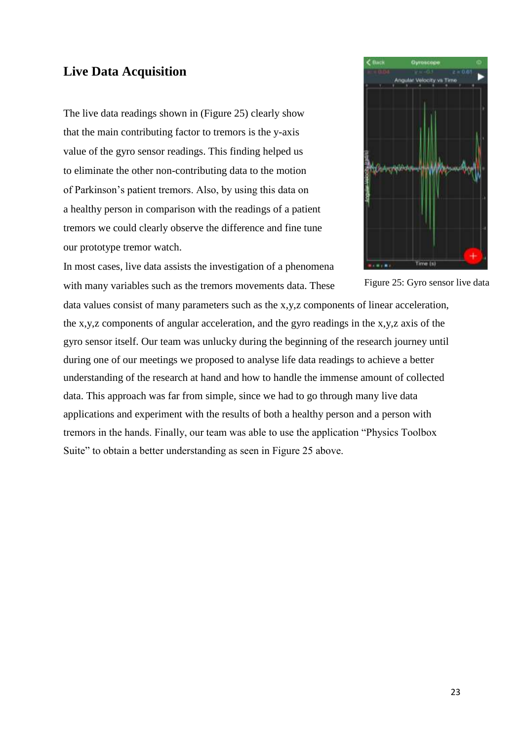## Live Data Acquisition

The live data readings shown in (Figure 25) clearly show that the main contributing factor to tremors is the y-axis value of the gyro sensor readings. This finding helped us to eliminate the other non-contributing data to the motion of Parkinson's patient tremors. Also, by using this data on a healthy person in comparison with the readings of a patient tremors we could clearly observe the difference and fine tune our prototype tremor watch.

Figure 25: Gyro sensor live data

In most cases, live data assists the investigation of a phenomena with many variables such as the tremors movements data. These data values consist of many parameters such as the x,y,z components of linear acceleration, the x,y,z components of angular acceleration, and the gyro readings in the x,y,z axis of the gyro sensor itself. Our team was unlucky during the beginning of the research journey until during one of our meetings we proposed to analyse life data readings to achieve a better understanding of the research at hand and how to handle the immense amount of collected data. This approach was far from simple, since we had to go through many live data applications and experiment with the results of both a healthy person and a person with tremors in the hands. Finally, our team was able to use the application "Physics Toolbox Suite" to obtain a better understanding as seen in Figure 25 above.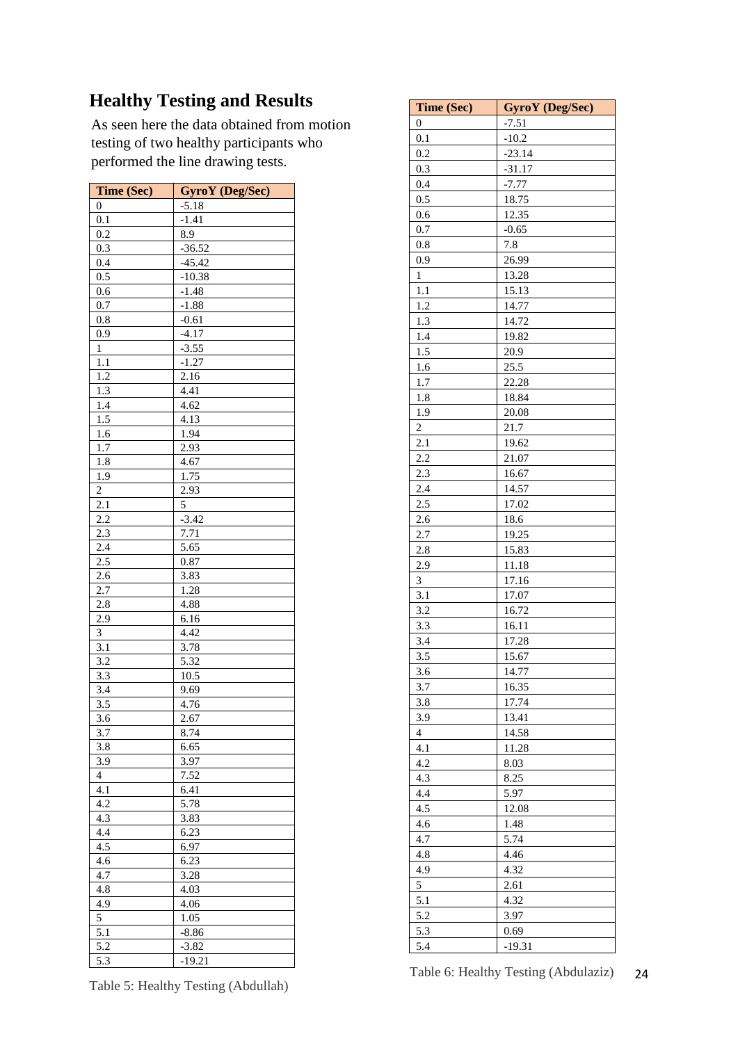## Healthy Testing and Results

As seen here the data obtained from motion testing of two healthy participants who performed the line drawing tests.

| Time (Sec) | GyroY (Deg/Sec) |
|---|---|
| 0 | -5.18 |
| 0.1 | -1.41 |
| 0.2 | 8.9 |
| 0.3 | -36.52 |
| 0.4 | -45.42 |
| 0.5 | -10.38 |
| 0.6 | -1.48 |
| 0.7 | -1.88 |
| 0.8 | -0.61 |
| 0.9 | -4.17 |
| 1 | -3.55 |
| 1.1 | -1.27 |
| 1.2 | 2.16 |
| 1.3 | 4.41 |
| 1.4 | 4.62 |
| 1.5 | 4.13 |
| 1.6 | 1.94 |
| 1.7 | 2.93 |
| 1.8 | 4.67 |
| 1.9 | 1.75 |
| 2 | 2.93 |
| 2.1 | 5 |
| 2.2 | -3.42 |
| 2.3 | 7.71 |
| 2.4 | 5.65 |
| 2.5 | 0.87 |
| 2.6 | 3.83 |
| 2.7 | 1.28 |
| 2.8 | 4.88 |
| 2.9 | 6.16 |
| 3 | 4.42 |
| 3.1 | 3.78 |
| 3.2 | 5.32 |
| 3.3 | 10.5 |
| 3.4 | 9.69 |
| 3.5 | 4.76 |
| 3.6 | 2.67 |
| 3.7 | 8.74 |
| 3.8 | 6.65 |
| 3.9 | 3.97 |
| 4 | 7.52 |
| 4.1 | 6.41 |
| 4.2 | 5.78 |
| 4.3 | 3.83 |
| 4.4 | 6.23 |
| 4.5 | 6.97 |
| 4.6 | 6.23 |
| 4.7 | 3.28 |
| 4.8 | 4.03 |
| 4.9 | 4.06 |
| 5 | 1.05 |
| 5.1 | -8.86 |
| 5.2 | -3.82 |
| 5.3 | -19.21 |

Table 5: Healthy Testing (Abdullah)

| Time (Sec) | GyroY (Deg/Sec) |
|---|---|
| 0 | -7.51 |
| 0.1 | -10.2 |
| 0.2 | -23.14 |
| 0.3 | -31.17 |
| 0.4 | -7.77 |
| 0.5 | 18.75 |
| 0.6 | 12.35 |
| 0.7 | -0.65 |
| 0.8 | 7.8 |
| 0.9 | 26.99 |
| 1 | 13.28 |
| 1.1 | 15.13 |
| 1.2 | 14.77 |
| 1.3 | 14.72 |
| 1.4 | 19.82 |
| 1.5 | 20.9 |
| 1.6 | 25.5 |
| 1.7 | 22.28 |
| 1.8 | 18.84 |
| 1.9 | 20.08 |
| 2 | 21.7 |
| 2.1 | 19.62 |
| 2.2 | 21.07 |
| 2.3 | 16.67 |
| 2.4 | 14.57 |
| 2.5 | 17.02 |
| 2.6 | 18.6 |
| 2.7 | 19.25 |
| 2.8 | 15.83 |
| 2.9 | 11.18 |
| 3 | 17.16 |
| 3.1 | 17.07 |
| 3.2 | 16.72 |
| 3.3 | 16.11 |
| 3.4 | 17.28 |
| 3.5 | 15.67 |
| 3.6 | 14.77 |
| 3.7 | 16.35 |
| 3.8 | 17.74 |
| 3.9 | 13.41 |
| 4 | 14.58 |
| 4.1 | 11.28 |
| 4.2 | 8.03 |
| 4.3 | 8.25 |
| 4.4 | 5.97 |
| 4.5 | 12.08 |
| 4.6 | 1.48 |
| 4.7 | 5.74 |
| 4.8 | 4.46 |
| 4.9 | 4.32 |
| 5 | 2.61 |
| 5.1 | 4.32 |
| 5.2 | 3.97 |
| 5.3 | 0.69 |
| 5.4 | -19.31 |

Table 6: Healthy Testing (Abdulaziz)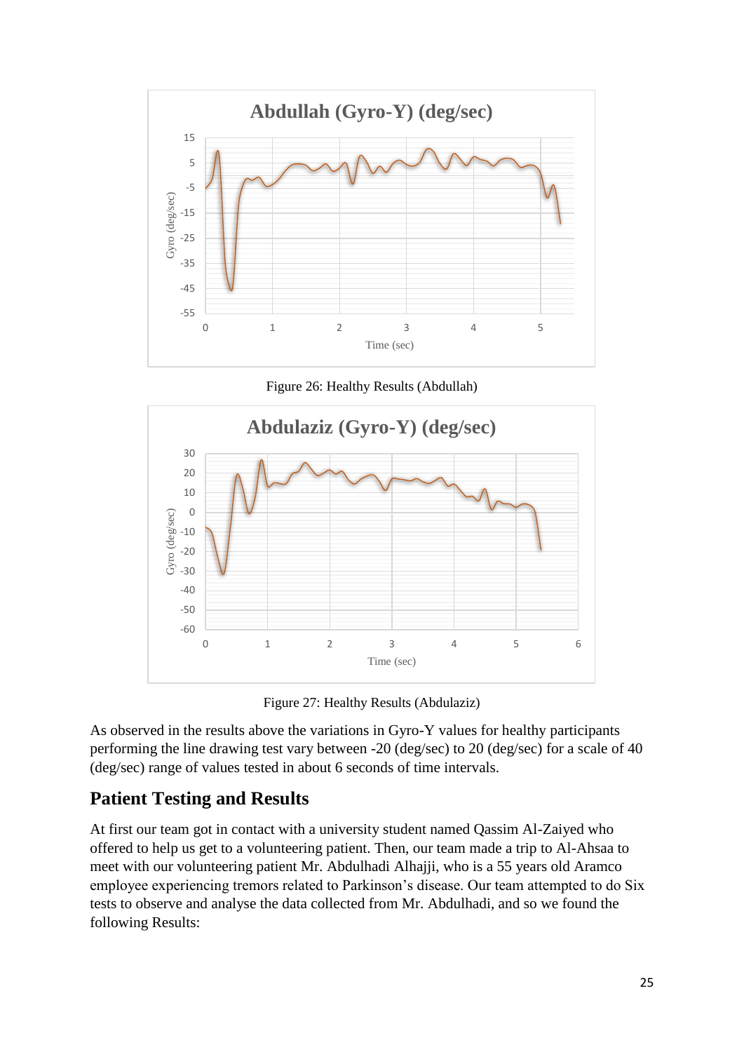Figure 26: Healthy Results (Abdullah)

Figure 27: Healthy Results (Abdulaziz)

As observed in the results above the variations in Gyro-Y values for healthy participants performing the line drawing test vary between -20 (deg/sec) to 20 (deg/sec) for a scale of 40 (deg/sec) range of values tested in about 6 seconds of time intervals.

## Patient Testing and Results

At first our team got in contact with a university student named Qassim Al-Zaiyed who offered to help us get to a volunteering patient. Then, our team made a trip to Al-Ahsaa to meet with our volunteering patient Mr. Abdulhadi Alhajji, who is a 55 years old Aramco employee experiencing tremors related to Parkinson's disease. Our team attempted to do Six tests to observe and analyse the data collected from Mr. Abdulhadi, and so we found the following Results: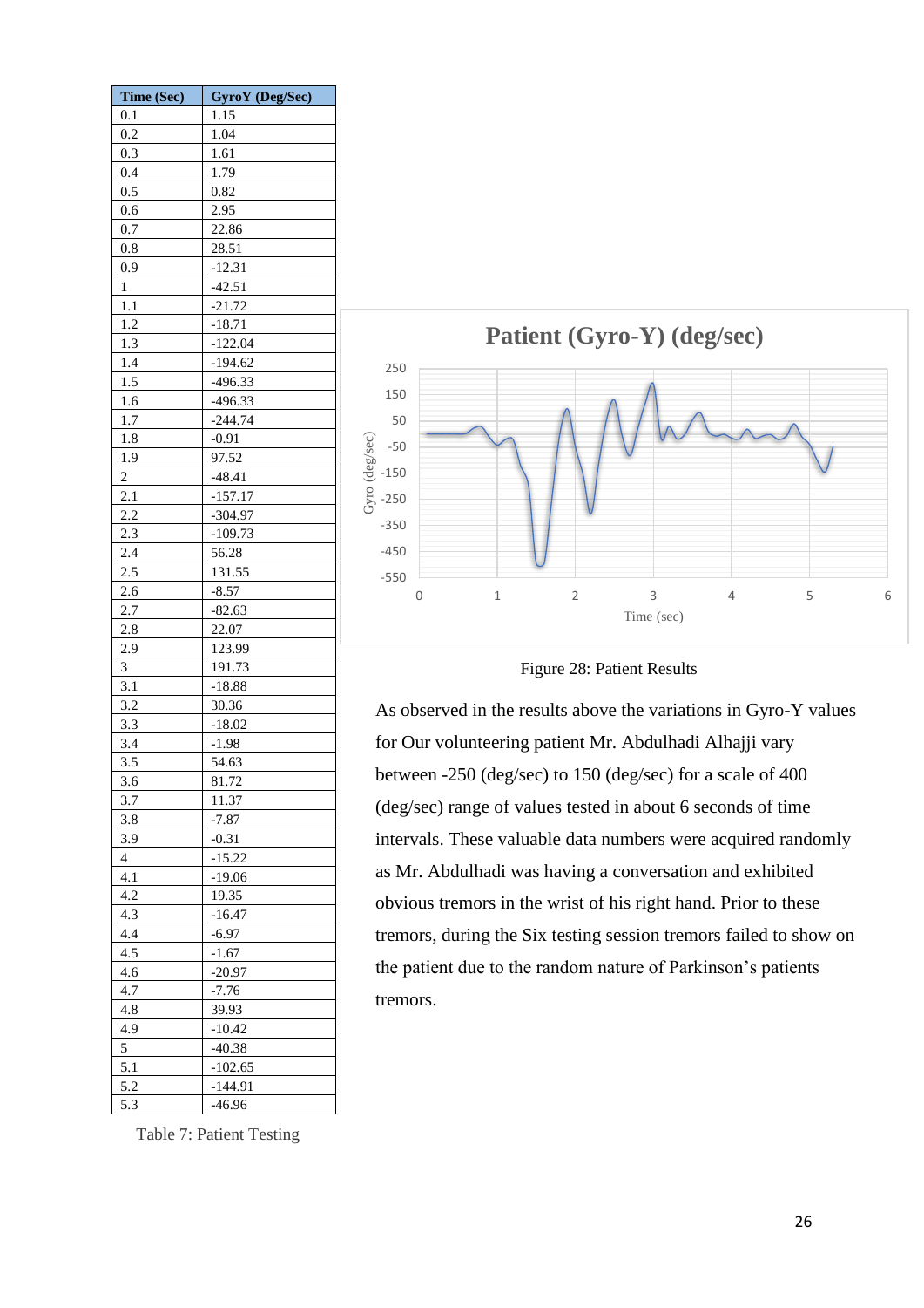| Time (Sec) | GyroY (Deg/Sec) |
|---|---|
| 0.1 | 1.15 |
| 0.2 | 1.04 |
| 0.3 | 1.61 |
| 0.4 | 1.79 |
| 0.5 | 0.82 |
| 0.6 | 2.95 |
| 0.7 | 22.86 |
| 0.8 | 28.51 |
| 0.9 | -12.31 |
| 1 | -42.51 |
| 1.1 | -21.72 |
| 1.2 | -18.71 |
| 1.3 | -122.04 |
| 1.4 | -194.62 |
| 1.5 | -496.33 |
| 1.6 | -496.33 |
| 1.7 | -244.74 |
| 1.8 | -0.91 |
| 1.9 | 97.52 |
| 2 | -48.41 |
| 2.1 | -157.17 |
| 2.2 | -304.97 |
| 2.3 | -109.73 |
| 2.4 | 56.28 |
| 2.5 | 131.55 |
| 2.6 | -8.57 |
| 2.7 | -82.63 |
| 2.8 | 22.07 |
| 2.9 | 123.99 |
| 3 | 191.73 |
| 3.1 | -18.88 |
| 3.2 | 30.36 |
| 3.3 | -18.02 |
| 3.4 | -1.98 |
| 3.5 | 54.63 |
| 3.6 | 81.72 |
| 3.7 | 11.37 |
| 3.8 | -7.87 |
| 3.9 | -0.31 |
| 4 | -15.22 |
| 4.1 | -19.06 |
| 4.2 | 19.35 |
| 4.3 | -16.47 |
| 4.4 | -6.97 |
| 4.5 | -1.67 |
| 4.6 | -20.97 |
| 4.7 | -7.76 |
| 4.8 | 39.93 |
| 4.9 | -10.42 |
| 5 | -40.38 |
| 5.1 | -102.65 |
| 5.2 | -144.91 |
| 5.3 | -46.96 |

Table 7: Patient Testing

Figure 28: Patient Results

As observed in the results above the variations in Gyro-Y values for Our volunteering patient Mr. Abdulhadi Alhajji vary between -250 (deg/sec) to 150 (deg/sec) for a scale of 400 (deg/sec) range of values tested in about 6 seconds of time intervals. These valuable data numbers were acquired randomly as Mr. Abdulhadi was having a conversation and exhibited obvious tremors in the wrist of his right hand. Prior to these tremors, during the Six testing session tremors failed to show on the patient due to the random nature of Parkinson's patients tremors.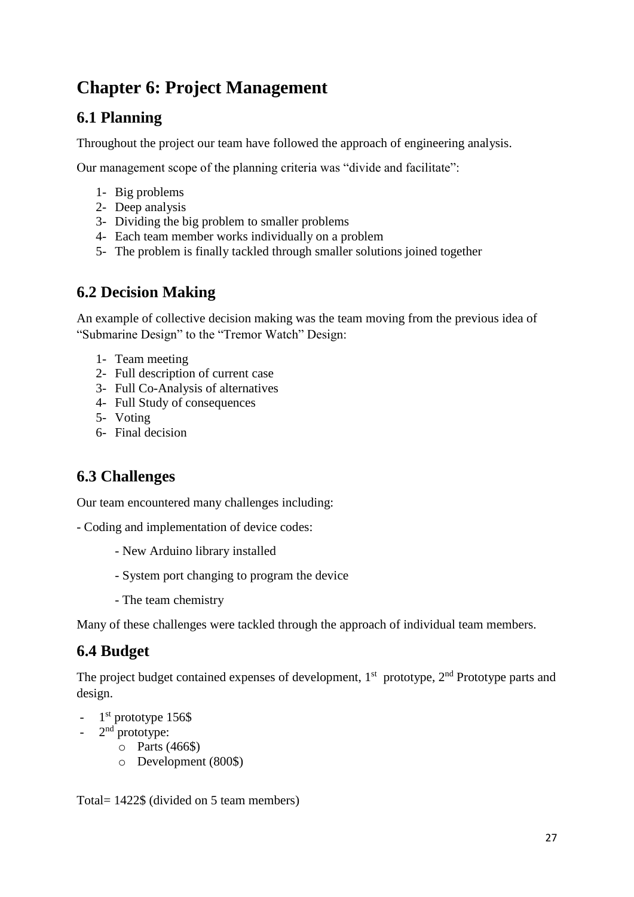# Chapter 6: Project Management

## 6.1 Planning

Throughout the project our team have followed the approach of engineering analysis.

Our management scope of the planning criteria was "divide and facilitate":

1- Big problems
2- Deep analysis
3- Dividing the big problem to smaller problems
4- Each team member works individually on a problem
5- The problem is finally tackled through smaller solutions joined together

## 6.2 Decision Making

An example of collective decision making was the team moving from the previous idea of "Submarine Design" to the "Tremor Watch" Design:

1- Team meeting
2- Full description of current case
3- Full Co-Analysis of alternatives
4- Full Study of consequences
5- Voting
6- Final decision

## 6.3 Challenges

Our team encountered many challenges including:

- Coding and implementation of device codes:
    - New Arduino library installed
    - System port changing to program the device
    - The team chemistry

Many of these challenges were tackled through the approach of individual team members.

## 6.4 Budget

The project budget contained expenses of development, 1st prototype, 2nd Prototype parts and design.

- 1st prototype 156$
- 2nd prototype:
    - Parts (466$)
    - Development (800$)

Total= 1422$ (divided on 5 team members)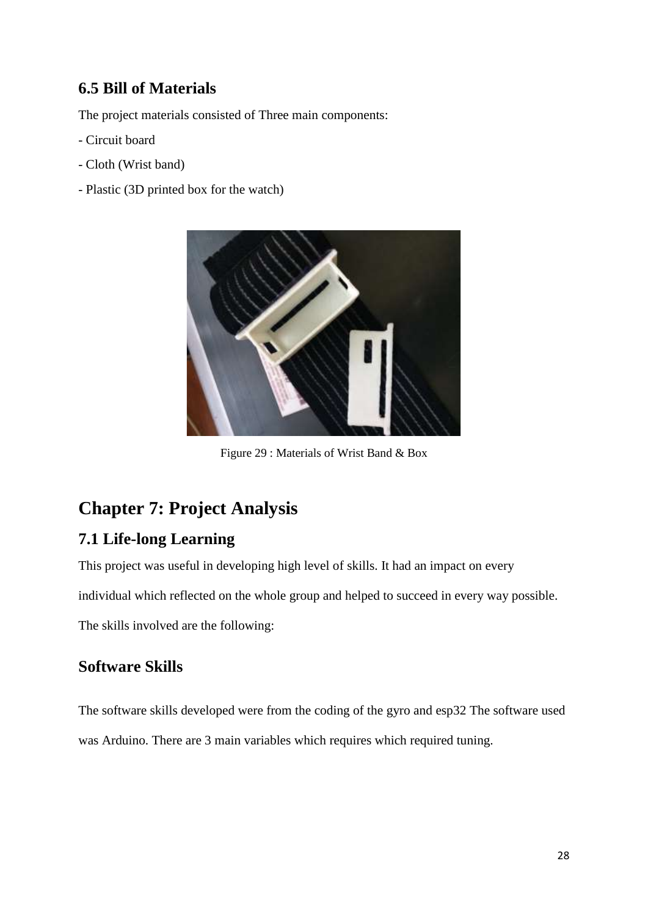## 6.5 Bill of Materials

The project materials consisted of Three main components:

- Circuit board
- Cloth (Wrist band)
- Plastic (3D printed box for the watch)

Figure 29 : Materials of Wrist Band & Box

# Chapter 7: Project Analysis

## 7.1 Life-long Learning

This project was useful in developing high level of skills. It had an impact on every individual which reflected on the whole group and helped to succeed in every way possible. The skills involved are the following:

## Software Skills

The software skills developed were from the coding of the gyro and esp32 The software used was Arduino. There are 3 main variables which requires which required tuning.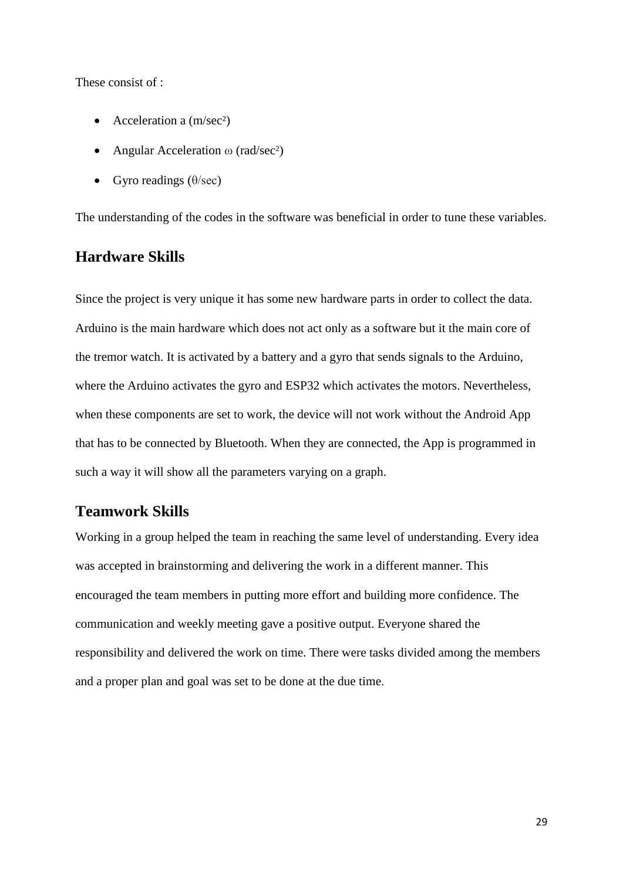These consist of :

- Acceleration a ($m/sec^2$)
- Angular Acceleration $\omega$ ($rad/sec^2$)
- Gyro readings ($\theta/sec$)

The understanding of the codes in the software was beneficial in order to tune these variables.

## Hardware Skills

Since the project is very unique it has some new hardware parts in order to collect the data. Arduino is the main hardware which does not act only as a software but it the main core of the tremor watch. It is activated by a battery and a gyro that sends signals to the Arduino, where the Arduino activates the gyro and ESP32 which activates the motors. Nevertheless, when these components are set to work, the device will not work without the Android App that has to be connected by Bluetooth. When they are connected, the App is programmed in such a way it will show all the parameters varying on a graph.

## Teamwork Skills

Working in a group helped the team in reaching the same level of understanding. Every idea was accepted in brainstorming and delivering the work in a different manner. This encouraged the team members in putting more effort and building more confidence. The communication and weekly meeting gave a positive output. Everyone shared the responsibility and delivered the work on time. There were tasks divided among the members and a proper plan and goal was set to be done at the due time.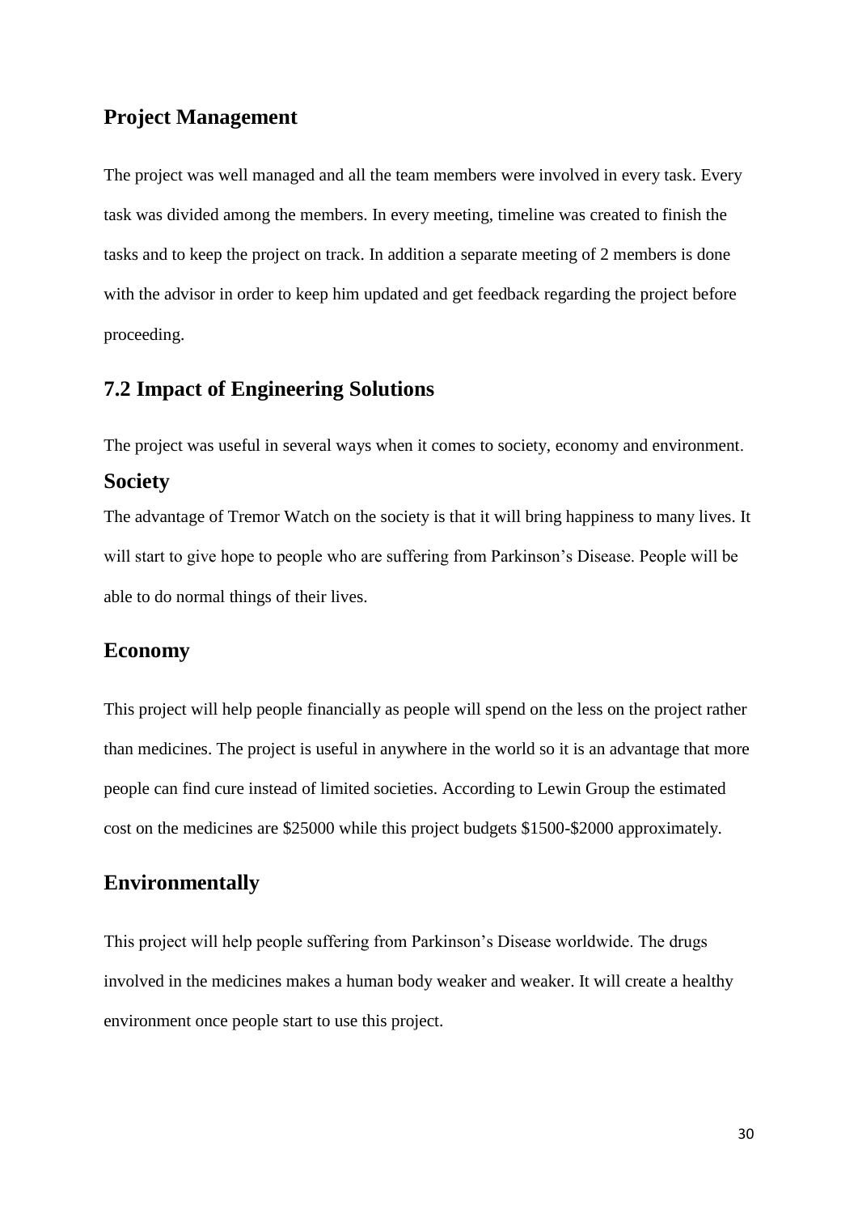## Project Management

The project was well managed and all the team members were involved in every task. Every task was divided among the members. In every meeting, timeline was created to finish the tasks and to keep the project on track. In addition a separate meeting of 2 members is done with the advisor in order to keep him updated and get feedback regarding the project before proceeding.

## 7.2 Impact of Engineering Solutions

The project was useful in several ways when it comes to society, economy and environment.

### Society

The advantage of Tremor Watch on the society is that it will bring happiness to many lives. It will start to give hope to people who are suffering from Parkinson's Disease. People will be able to do normal things of their lives.

### Economy

This project will help people financially as people will spend on the less on the project rather than medicines. The project is useful in anywhere in the world so it is an advantage that more people can find cure instead of limited societies. According to Lewin Group the estimated cost on the medicines are $25000 while this project budgets $1500-$2000 approximately.

### Environmentally

This project will help people suffering from Parkinson's Disease worldwide. The drugs involved in the medicines makes a human body weaker and weaker. It will create a healthy environment once people start to use this project.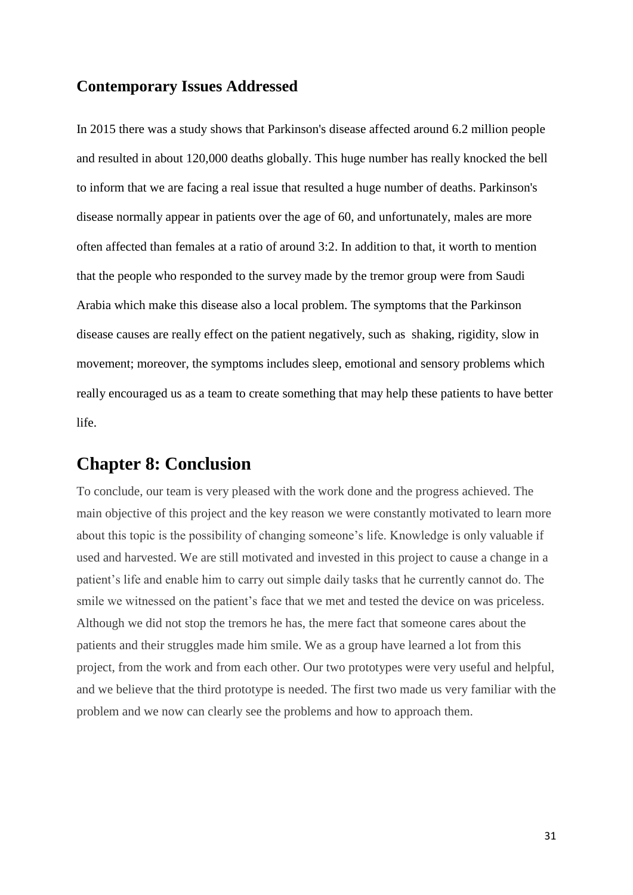## Contemporary Issues Addressed

In 2015 there was a study shows that Parkinson's disease affected around 6.2 million people and resulted in about 120,000 deaths globally. This huge number has really knocked the bell to inform that we are facing a real issue that resulted a huge number of deaths. Parkinson's disease normally appear in patients over the age of 60, and unfortunately, males are more often affected than females at a ratio of around 3:2. In addition to that, it worth to mention that the people who responded to the survey made by the tremor group were from Saudi Arabia which make this disease also a local problem. The symptoms that the Parkinson disease causes are really effect on the patient negatively, such as shaking, rigidity, slow in movement; moreover, the symptoms includes sleep, emotional and sensory problems which really encouraged us as a team to create something that may help these patients to have better life.

# Chapter 8: Conclusion

To conclude, our team is very pleased with the work done and the progress achieved. The main objective of this project and the key reason we were constantly motivated to learn more about this topic is the possibility of changing someone's life. Knowledge is only valuable if used and harvested. We are still motivated and invested in this project to cause a change in a patient's life and enable him to carry out simple daily tasks that he currently cannot do. The smile we witnessed on the patient's face that we met and tested the device on was priceless. Although we did not stop the tremors he has, the mere fact that someone cares about the patients and their struggles made him smile. We as a group have learned a lot from this project, from the work and from each other. Our two prototypes were very useful and helpful, and we believe that the third prototype is needed. The first two made us very familiar with the problem and we now can clearly see the problems and how to approach them.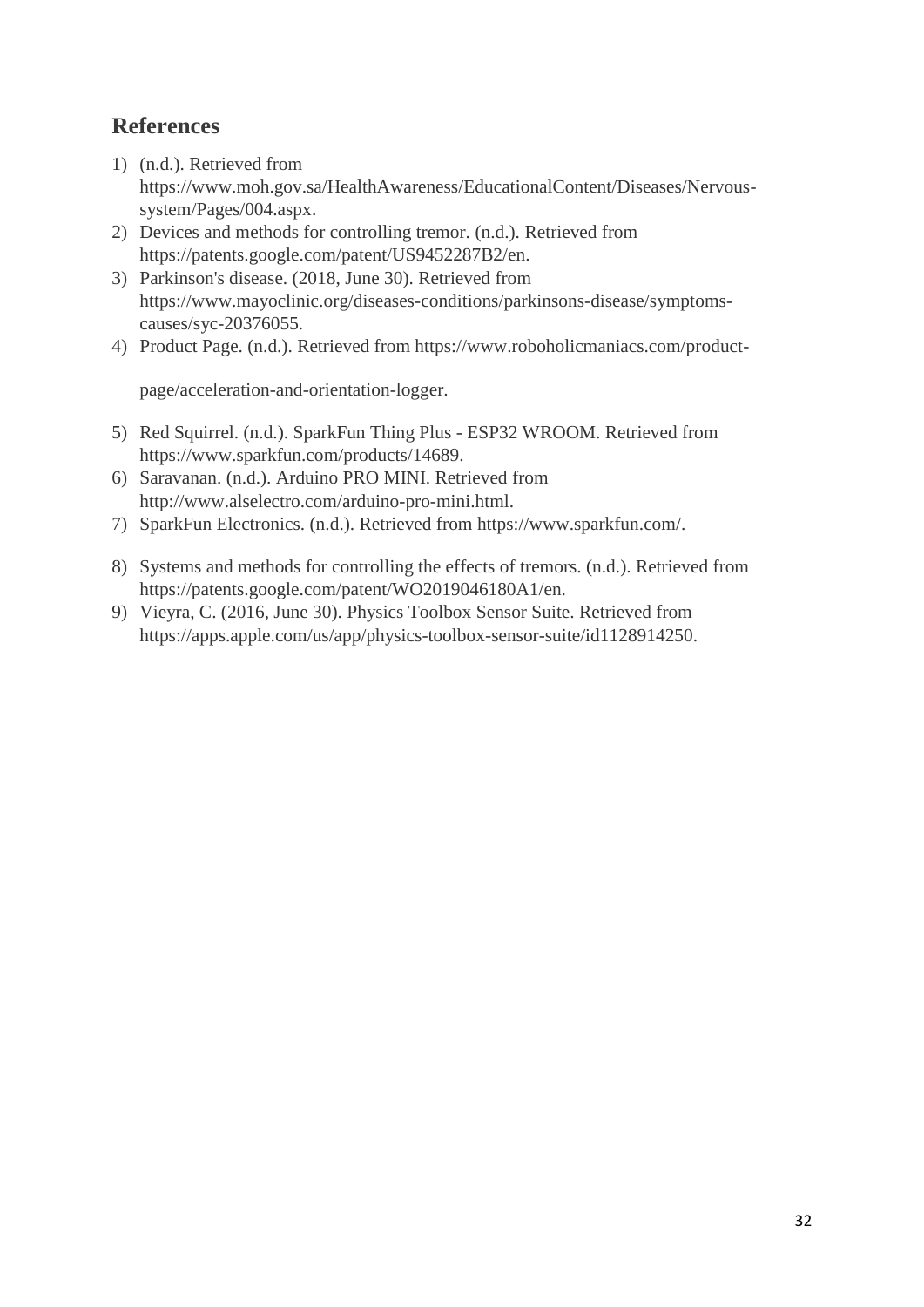## References

1) (n.d.). Retrieved from https://www.moh.gov.sa/HealthAwareness/EducationalContent/Diseases/Nervous-system/Pages/004.aspx.
2) Devices and methods for controlling tremor. (n.d.). Retrieved from https://patents.google.com/patent/US9452287B2/en.
3) Parkinson's disease. (2018, June 30). Retrieved from https://www.mayoclinic.org/diseases-conditions/parkinsons-disease/symptoms-causes/syc-20376055.
4) Product Page. (n.d.). Retrieved from https://www.roboholicmaniacs.com/product-page/acceleration-and-orientation-logger.
5) Red Squirrel. (n.d.). SparkFun Thing Plus - ESP32 WROOM. Retrieved from https://www.sparkfun.com/products/14689.
6) Saravanan. (n.d.). Arduino PRO MINI. Retrieved from http://www.alselectro.com/arduino-pro-mini.html.
7) SparkFun Electronics. (n.d.). Retrieved from https://www.sparkfun.com/.
8) Systems and methods for controlling the effects of tremors. (n.d.). Retrieved from https://patents.google.com/patent/WO2019046180A1/en.
9) Vieyra, C. (2016, June 30). Physics Toolbox Sensor Suite. Retrieved from https://apps.apple.com/us/app/physics-toolbox-sensor-suite/id1128914250.